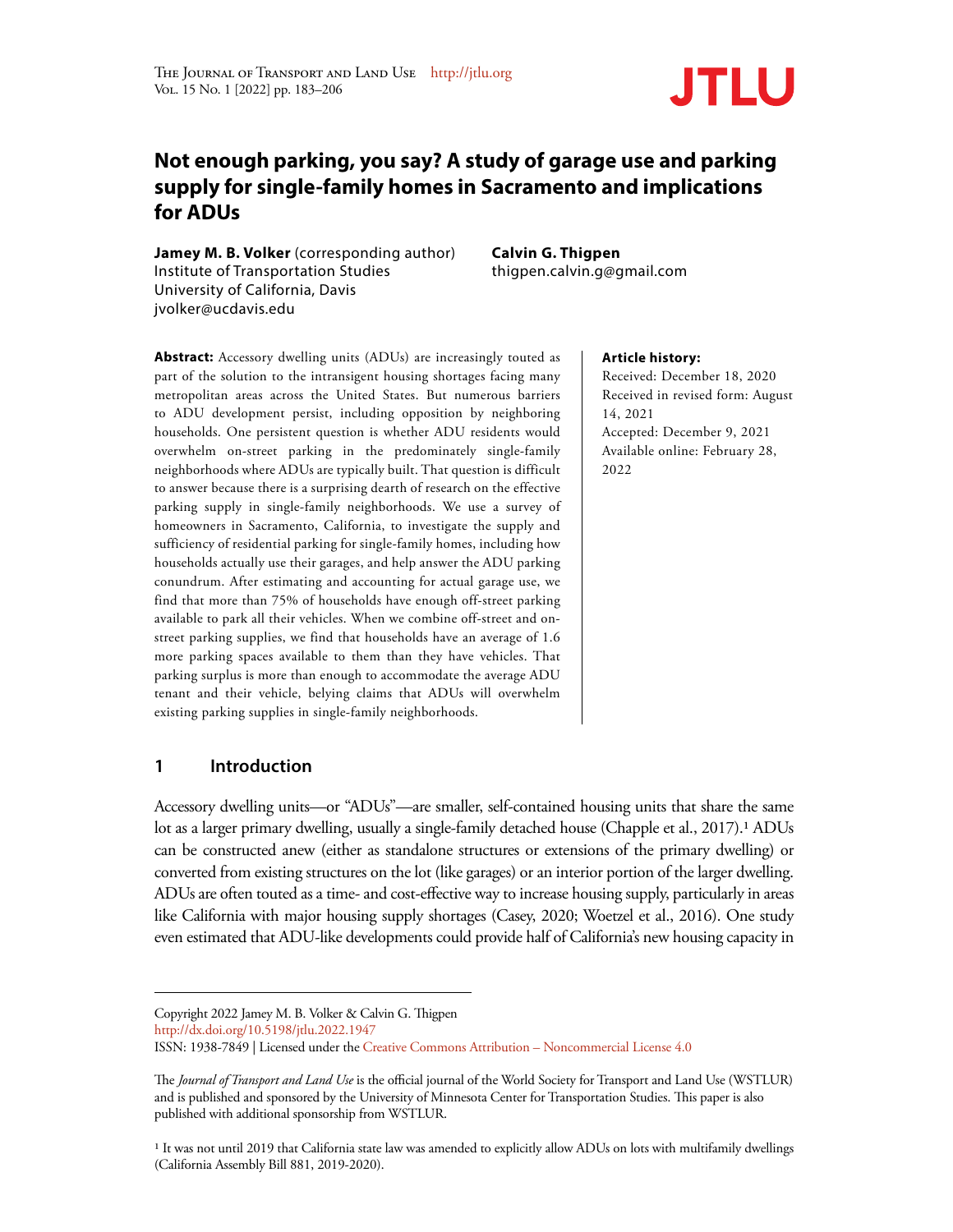# Not enough parking, you say? A study of garage use and parking supply for single-family homes in Sacramento and implications for ADUs

**Jamey M. B. Volker** (corresponding author)
Institute of Transportation Studies
University of California, Davis
jvolker@ucdavis.edu

**Calvin G. Thigpen**
thigpen.calvin.g@gmail.com

**Abstract:** Accessory dwelling units (ADUs) are increasingly touted as part of the solution to the intransigent housing shortages facing many metropolitan areas across the United States. But numerous barriers to ADU development persist, including opposition by neighboring households. One persistent question is whether ADU residents would overwhelm on-street parking in the predominately single-family neighborhoods where ADUs are typically built. That question is difficult to answer because there is a surprising dearth of research on the effective parking supply in single-family neighborhoods. We use a survey of homeowners in Sacramento, California, to investigate the supply and sufficiency of residential parking for single-family homes, including how households actually use their garages, and help answer the ADU parking conundrum. After estimating and accounting for actual garage use, we find that more than 75% of households have enough off-street parking available to park all their vehicles. When we combine off-street and on-street parking supplies, we find that households have an average of 1.6 more parking spaces available to them than they have vehicles. That parking surplus is more than enough to accommodate the average ADU tenant and their vehicle, belying claims that ADUs will overwhelm existing parking supplies in single-family neighborhoods.

**Article history:**
Received: December 18, 2020
Received in revised form: August 14, 2021
Accepted: December 9, 2021
Available online: February 28, 2022

## 1 Introduction

Accessory dwelling units—or "ADUs"—are smaller, self-contained housing units that share the same lot as a larger primary dwelling, usually a single-family detached house (Chapple et al., 2017).[1] ADUs can be constructed anew (either as standalone structures or extensions of the primary dwelling) or converted from existing structures on the lot (like garages) or an interior portion of the larger dwelling. ADUs are often touted as a time- and cost-effective way to increase housing supply, particularly in areas like California with major housing supply shortages (Casey, 2020; Woetzel et al., 2016). One study even estimated that ADU-like developments could provide half of California's new housing capacity in

Copyright 2022 Jamey M. B. Volker & Calvin G. Thigpen
http://dx.doi.org/10.5198/jtlu.2022.1947
ISSN: 1938-7849 | Licensed under the Creative Commons Attribution – Noncommercial License 4.0

The *Journal of Transport and Land Use* is the official journal of the World Society for Transport and Land Use (WSTLUR) and is published and sponsored by the University of Minnesota Center for Transportation Studies. This paper is also published with additional sponsorship from WSTLUR.

[1] It was not until 2019 that California state law was amended to explicitly allow ADUs on lots with multifamily dwellings (California Assembly Bill 881, 2019-2020).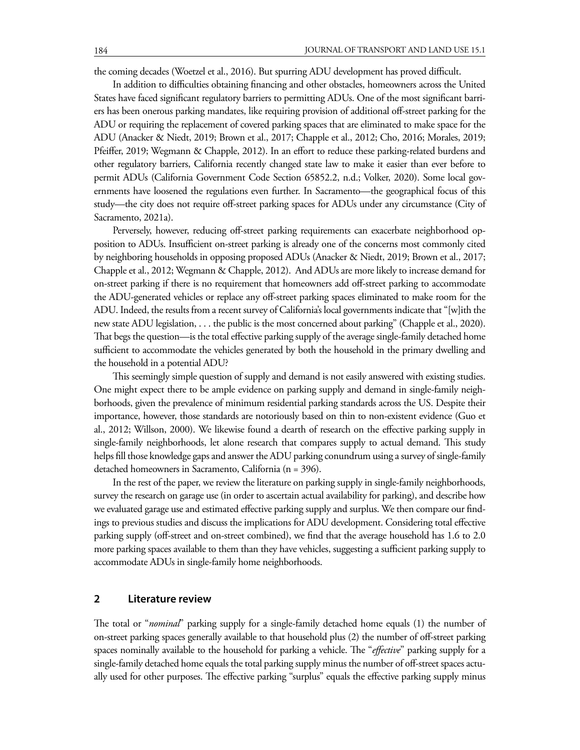the coming decades (Woetzel et al., 2016). But spurring ADU development has proved difficult.

In addition to difficulties obtaining financing and other obstacles, homeowners across the United States have faced significant regulatory barriers to permitting ADUs. One of the most significant barriers has been onerous parking mandates, like requiring provision of additional off-street parking for the ADU or requiring the replacement of covered parking spaces that are eliminated to make space for the ADU (Anacker & Niedt, 2019; Brown et al., 2017; Chapple et al., 2012; Cho, 2016; Morales, 2019; Pfeiffer, 2019; Wegmann & Chapple, 2012). In an effort to reduce these parking-related burdens and other regulatory barriers, California recently changed state law to make it easier than ever before to permit ADUs (California Government Code Section 65852.2, n.d.; Volker, 2020). Some local governments have loosened the regulations even further. In Sacramento—the geographical focus of this study—the city does not require off-street parking spaces for ADUs under any circumstance (City of Sacramento, 2021a).

Perversely, however, reducing off-street parking requirements can exacerbate neighborhood opposition to ADUs. Insufficient on-street parking is already one of the concerns most commonly cited by neighboring households in opposing proposed ADUs (Anacker & Niedt, 2019; Brown et al., 2017; Chapple et al., 2012; Wegmann & Chapple, 2012). And ADUs are more likely to increase demand for on-street parking if there is no requirement that homeowners add off-street parking to accommodate the ADU-generated vehicles or replace any off-street parking spaces eliminated to make room for the ADU. Indeed, the results from a recent survey of California's local governments indicate that "[w]ith the new state ADU legislation, . . . the public is the most concerned about parking" (Chapple et al., 2020). That begs the question—is the total effective parking supply of the average single-family detached home sufficient to accommodate the vehicles generated by both the household in the primary dwelling and the household in a potential ADU?

This seemingly simple question of supply and demand is not easily answered with existing studies. One might expect there to be ample evidence on parking supply and demand in single-family neighborhoods, given the prevalence of minimum residential parking standards across the US. Despite their importance, however, those standards are notoriously based on thin to non-existent evidence (Guo et al., 2012; Willson, 2000). We likewise found a dearth of research on the effective parking supply in single-family neighborhoods, let alone research that compares supply to actual demand. This study helps fill those knowledge gaps and answer the ADU parking conundrum using a survey of single-family detached homeowners in Sacramento, California (n = 396).

In the rest of the paper, we review the literature on parking supply in single-family neighborhoods, survey the research on garage use (in order to ascertain actual availability for parking), and describe how we evaluated garage use and estimated effective parking supply and surplus. We then compare our findings to previous studies and discuss the implications for ADU development. Considering total effective parking supply (off-street and on-street combined), we find that the average household has 1.6 to 2.0 more parking spaces available to them than they have vehicles, suggesting a sufficient parking supply to accommodate ADUs in single-family home neighborhoods.

## 2 Literature review

The total or "*nominal*" parking supply for a single-family detached home equals (1) the number of on-street parking spaces generally available to that household plus (2) the number of off-street parking spaces nominally available to the household for parking a vehicle. The "*effective*" parking supply for a single-family detached home equals the total parking supply minus the number of off-street spaces actually used for other purposes. The effective parking "surplus" equals the effective parking supply minus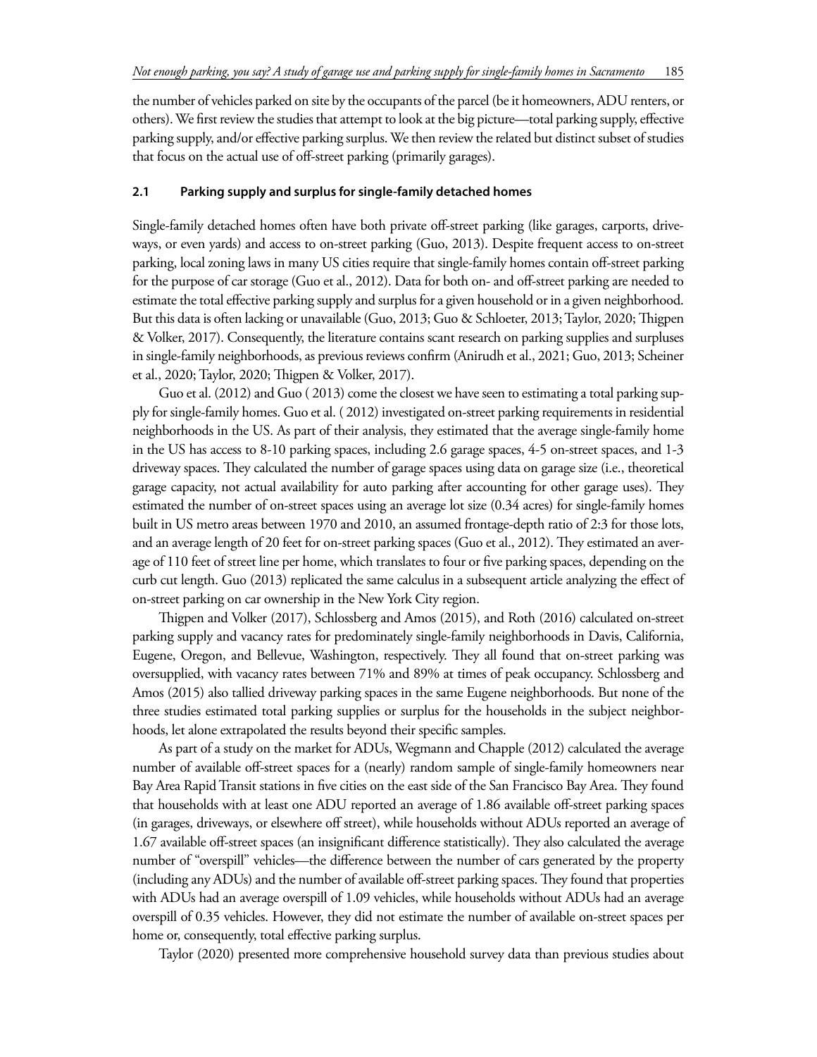the number of vehicles parked on site by the occupants of the parcel (be it homeowners, ADU renters, or others). We first review the studies that attempt to look at the big picture—total parking supply, effective parking supply, and/or effective parking surplus. We then review the related but distinct subset of studies that focus on the actual use of off-street parking (primarily garages).

### 2.1 Parking supply and surplus for single-family detached homes

Single-family detached homes often have both private off-street parking (like garages, carports, driveways, or even yards) and access to on-street parking (Guo, 2013). Despite frequent access to on-street parking, local zoning laws in many US cities require that single-family homes contain off-street parking for the purpose of car storage (Guo et al., 2012). Data for both on- and off-street parking are needed to estimate the total effective parking supply and surplus for a given household or in a given neighborhood. But this data is often lacking or unavailable (Guo, 2013; Guo & Schloeter, 2013; Taylor, 2020; Thigpen & Volker, 2017). Consequently, the literature contains scant research on parking supplies and surpluses in single-family neighborhoods, as previous reviews confirm (Anirudh et al., 2021; Guo, 2013; Scheiner et al., 2020; Taylor, 2020; Thigpen & Volker, 2017).

Guo et al. (2012) and Guo ( 2013) come the closest we have seen to estimating a total parking supply for single-family homes. Guo et al. ( 2012) investigated on-street parking requirements in residential neighborhoods in the US. As part of their analysis, they estimated that the average single-family home in the US has access to 8-10 parking spaces, including 2.6 garage spaces, 4-5 on-street spaces, and 1-3 driveway spaces. They calculated the number of garage spaces using data on garage size (i.e., theoretical garage capacity, not actual availability for auto parking after accounting for other garage uses). They estimated the number of on-street spaces using an average lot size (0.34 acres) for single-family homes built in US metro areas between 1970 and 2010, an assumed frontage-depth ratio of 2:3 for those lots, and an average length of 20 feet for on-street parking spaces (Guo et al., 2012). They estimated an average of 110 feet of street line per home, which translates to four or five parking spaces, depending on the curb cut length. Guo (2013) replicated the same calculus in a subsequent article analyzing the effect of on-street parking on car ownership in the New York City region.

Thigpen and Volker (2017), Schlossberg and Amos (2015), and Roth (2016) calculated on-street parking supply and vacancy rates for predominately single-family neighborhoods in Davis, California, Eugene, Oregon, and Bellevue, Washington, respectively. They all found that on-street parking was oversupplied, with vacancy rates between 71% and 89% at times of peak occupancy. Schlossberg and Amos (2015) also tallied driveway parking spaces in the same Eugene neighborhoods. But none of the three studies estimated total parking supplies or surplus for the households in the subject neighborhoods, let alone extrapolated the results beyond their specific samples.

As part of a study on the market for ADUs, Wegmann and Chapple (2012) calculated the average number of available off-street spaces for a (nearly) random sample of single-family homeowners near Bay Area Rapid Transit stations in five cities on the east side of the San Francisco Bay Area. They found that households with at least one ADU reported an average of 1.86 available off-street parking spaces (in garages, driveways, or elsewhere off street), while households without ADUs reported an average of 1.67 available off-street spaces (an insignificant difference statistically). They also calculated the average number of "overspill" vehicles—the difference between the number of cars generated by the property (including any ADUs) and the number of available off-street parking spaces. They found that properties with ADUs had an average overspill of 1.09 vehicles, while households without ADUs had an average overspill of 0.35 vehicles. However, they did not estimate the number of available on-street spaces per home or, consequently, total effective parking surplus.

Taylor (2020) presented more comprehensive household survey data than previous studies about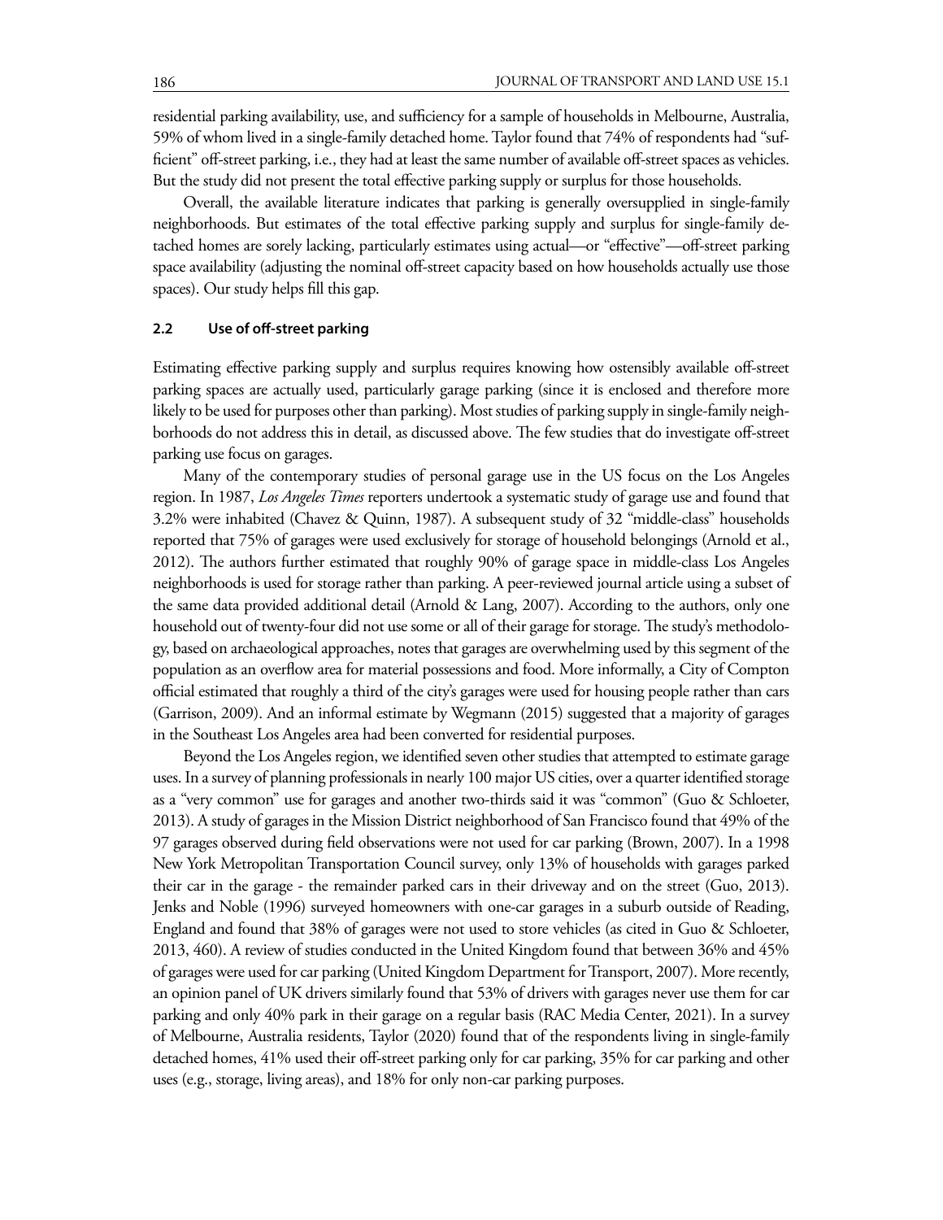residential parking availability, use, and sufficiency for a sample of households in Melbourne, Australia, 59% of whom lived in a single-family detached home. Taylor found that 74% of respondents had "sufficient" off-street parking, i.e., they had at least the same number of available off-street spaces as vehicles. But the study did not present the total effective parking supply or surplus for those households.

Overall, the available literature indicates that parking is generally oversupplied in single-family neighborhoods. But estimates of the total effective parking supply and surplus for single-family detached homes are sorely lacking, particularly estimates using actual—or "effective"—off-street parking space availability (adjusting the nominal off-street capacity based on how households actually use those spaces). Our study helps fill this gap.

### 2.2 Use of off-street parking

Estimating effective parking supply and surplus requires knowing how ostensibly available off-street parking spaces are actually used, particularly garage parking (since it is enclosed and therefore more likely to be used for purposes other than parking). Most studies of parking supply in single-family neighborhoods do not address this in detail, as discussed above. The few studies that do investigate off-street parking use focus on garages.

Many of the contemporary studies of personal garage use in the US focus on the Los Angeles region. In 1987, *Los Angeles Times* reporters undertook a systematic study of garage use and found that 3.2% were inhabited (Chavez & Quinn, 1987). A subsequent study of 32 "middle-class" households reported that 75% of garages were used exclusively for storage of household belongings (Arnold et al., 2012). The authors further estimated that roughly 90% of garage space in middle-class Los Angeles neighborhoods is used for storage rather than parking. A peer-reviewed journal article using a subset of the same data provided additional detail (Arnold & Lang, 2007). According to the authors, only one household out of twenty-four did not use some or all of their garage for storage. The study's methodology, based on archaeological approaches, notes that garages are overwhelming used by this segment of the population as an overflow area for material possessions and food. More informally, a City of Compton official estimated that roughly a third of the city's garages were used for housing people rather than cars (Garrison, 2009). And an informal estimate by Wegmann (2015) suggested that a majority of garages in the Southeast Los Angeles area had been converted for residential purposes.

Beyond the Los Angeles region, we identified seven other studies that attempted to estimate garage uses. In a survey of planning professionals in nearly 100 major US cities, over a quarter identified storage as a "very common" use for garages and another two-thirds said it was "common" (Guo & Schloeter, 2013). A study of garages in the Mission District neighborhood of San Francisco found that 49% of the 97 garages observed during field observations were not used for car parking (Brown, 2007). In a 1998 New York Metropolitan Transportation Council survey, only 13% of households with garages parked their car in the garage - the remainder parked cars in their driveway and on the street (Guo, 2013). Jenks and Noble (1996) surveyed homeowners with one-car garages in a suburb outside of Reading, England and found that 38% of garages were not used to store vehicles (as cited in Guo & Schloeter, 2013, 460). A review of studies conducted in the United Kingdom found that between 36% and 45% of garages were used for car parking (United Kingdom Department for Transport, 2007). More recently, an opinion panel of UK drivers similarly found that 53% of drivers with garages never use them for car parking and only 40% park in their garage on a regular basis (RAC Media Center, 2021). In a survey of Melbourne, Australia residents, Taylor (2020) found that of the respondents living in single-family detached homes, 41% used their off-street parking only for car parking, 35% for car parking and other uses (e.g., storage, living areas), and 18% for only non-car parking purposes.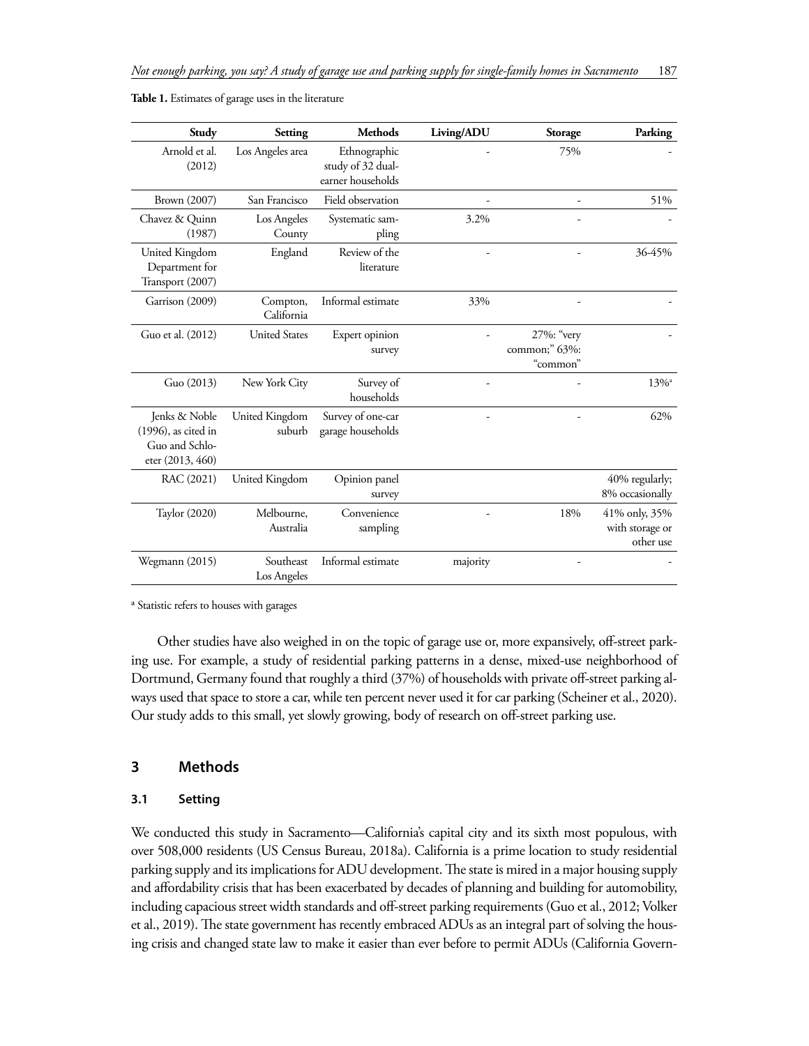**Table 1.** Estimates of garage uses in the literature

| Study | Setting | Methods | Living/ADU | Storage | Parking |
|---|---|---|---|---|---|
| Arnold et al. (2012) | Los Angeles area | Ethnographic study of 32 dual-earner households | - | 75% | - |
| Brown (2007) | San Francisco | Field observation | - | - | 51% |
| Chavez & Quinn (1987) | Los Angeles County | Systematic sampling | 3.2% | - | - |
| United Kingdom Department for Transport (2007) | England | Review of the literature | - | - | 36-45% |
| Garrison (2009) | Compton, California | Informal estimate | 33% | - | - |
| Guo et al. (2012) | United States | Expert opinion survey | - | 27%: "very common;" 63%: "common" | - |
| Guo (2013) | New York City | Survey of households | - | - | 13%[a] |
| Jenks & Noble (1996), as cited in Guo and Schloeter (2013, 460) | United Kingdom suburb | Survey of one-car garage households | - | - | 62% |
| RAC (2021) | United Kingdom | Opinion panel survey | | | 40% regularly; 8% occasionally |
| Taylor (2020) | Melbourne, Australia | Convenience sampling | - | 18% | 41% only, 35% with storage or other use |
| Wegmann (2015) | Southeast Los Angeles | Informal estimate | majority | - | - |

[a] Statistic refers to houses with garages

Other studies have also weighed in on the topic of garage use or, more expansively, off-street parking use. For example, a study of residential parking patterns in a dense, mixed-use neighborhood of Dortmund, Germany found that roughly a third (37%) of households with private off-street parking always used that space to store a car, while ten percent never used it for car parking (Scheiner et al., 2020). Our study adds to this small, yet slowly growing, body of research on off-street parking use.

## 3 Methods

### 3.1 Setting

We conducted this study in Sacramento—California's capital city and its sixth most populous, with over 508,000 residents (US Census Bureau, 2018a). California is a prime location to study residential parking supply and its implications for ADU development. The state is mired in a major housing supply and affordability crisis that has been exacerbated by decades of planning and building for automobility, including capacious street width standards and off-street parking requirements (Guo et al., 2012; Volker et al., 2019). The state government has recently embraced ADUs as an integral part of solving the housing crisis and changed state law to make it easier than ever before to permit ADUs (California Govern-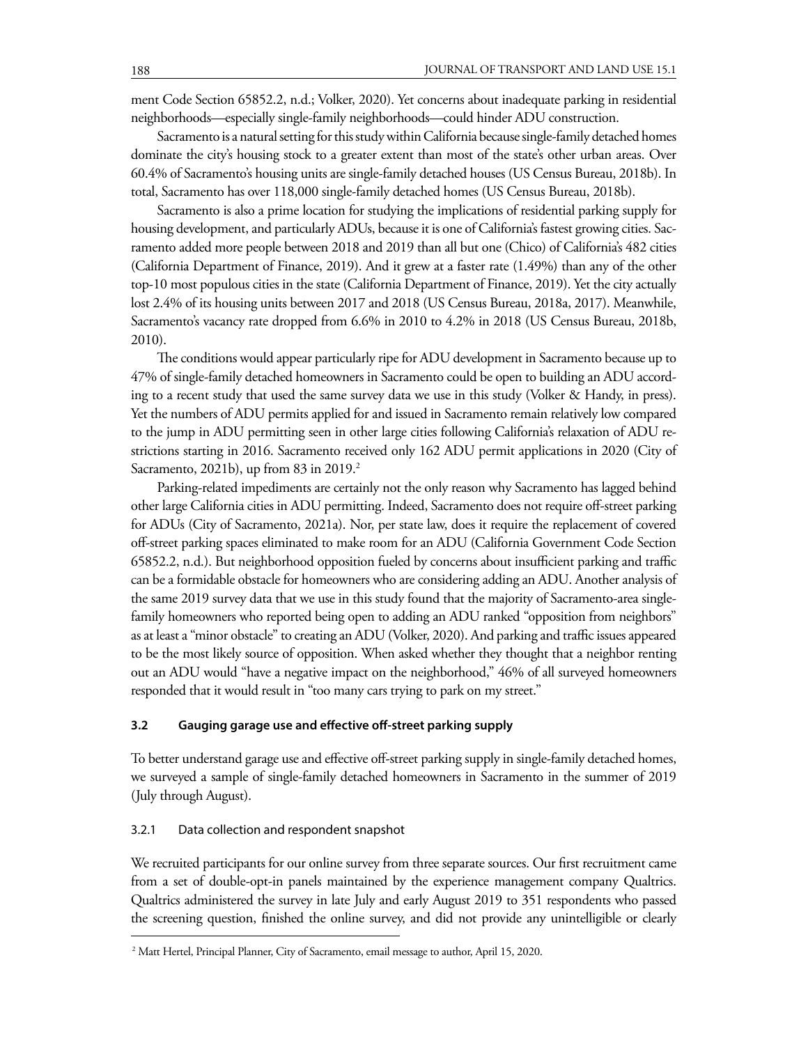ment Code Section 65852.2, n.d.; Volker, 2020). Yet concerns about inadequate parking in residential neighborhoods—especially single-family neighborhoods—could hinder ADU construction.

Sacramento is a natural setting for this study within California because single-family detached homes dominate the city's housing stock to a greater extent than most of the state's other urban areas. Over 60.4% of Sacramento's housing units are single-family detached houses (US Census Bureau, 2018b). In total, Sacramento has over 118,000 single-family detached homes (US Census Bureau, 2018b).

Sacramento is also a prime location for studying the implications of residential parking supply for housing development, and particularly ADUs, because it is one of California's fastest growing cities. Sacramento added more people between 2018 and 2019 than all but one (Chico) of California's 482 cities (California Department of Finance, 2019). And it grew at a faster rate (1.49%) than any of the other top-10 most populous cities in the state (California Department of Finance, 2019). Yet the city actually lost 2.4% of its housing units between 2017 and 2018 (US Census Bureau, 2018a, 2017). Meanwhile, Sacramento's vacancy rate dropped from 6.6% in 2010 to 4.2% in 2018 (US Census Bureau, 2018b, 2010).

The conditions would appear particularly ripe for ADU development in Sacramento because up to 47% of single-family detached homeowners in Sacramento could be open to building an ADU according to a recent study that used the same survey data we use in this study (Volker & Handy, in press). Yet the numbers of ADU permits applied for and issued in Sacramento remain relatively low compared to the jump in ADU permitting seen in other large cities following California's relaxation of ADU restrictions starting in 2016. Sacramento received only 162 ADU permit applications in 2020 (City of Sacramento, 2021b), up from 83 in 2019.[2]

Parking-related impediments are certainly not the only reason why Sacramento has lagged behind other large California cities in ADU permitting. Indeed, Sacramento does not require off-street parking for ADUs (City of Sacramento, 2021a). Nor, per state law, does it require the replacement of covered off-street parking spaces eliminated to make room for an ADU (California Government Code Section 65852.2, n.d.). But neighborhood opposition fueled by concerns about insufficient parking and traffic can be a formidable obstacle for homeowners who are considering adding an ADU. Another analysis of the same 2019 survey data that we use in this study found that the majority of Sacramento-area single-family homeowners who reported being open to adding an ADU ranked "opposition from neighbors" as at least a "minor obstacle" to creating an ADU (Volker, 2020). And parking and traffic issues appeared to be the most likely source of opposition. When asked whether they thought that a neighbor renting out an ADU would "have a negative impact on the neighborhood," 46% of all surveyed homeowners responded that it would result in "too many cars trying to park on my street."

### 3.2 Gauging garage use and effective off-street parking supply

To better understand garage use and effective off-street parking supply in single-family detached homes, we surveyed a sample of single-family detached homeowners in Sacramento in the summer of 2019 (July through August).

#### 3.2.1 Data collection and respondent snapshot

We recruited participants for our online survey from three separate sources. Our first recruitment came from a set of double-opt-in panels maintained by the experience management company Qualtrics. Qualtrics administered the survey in late July and early August 2019 to 351 respondents who passed the screening question, finished the online survey, and did not provide any unintelligible or clearly

[2] Matt Hertel, Principal Planner, City of Sacramento, email message to author, April 15, 2020.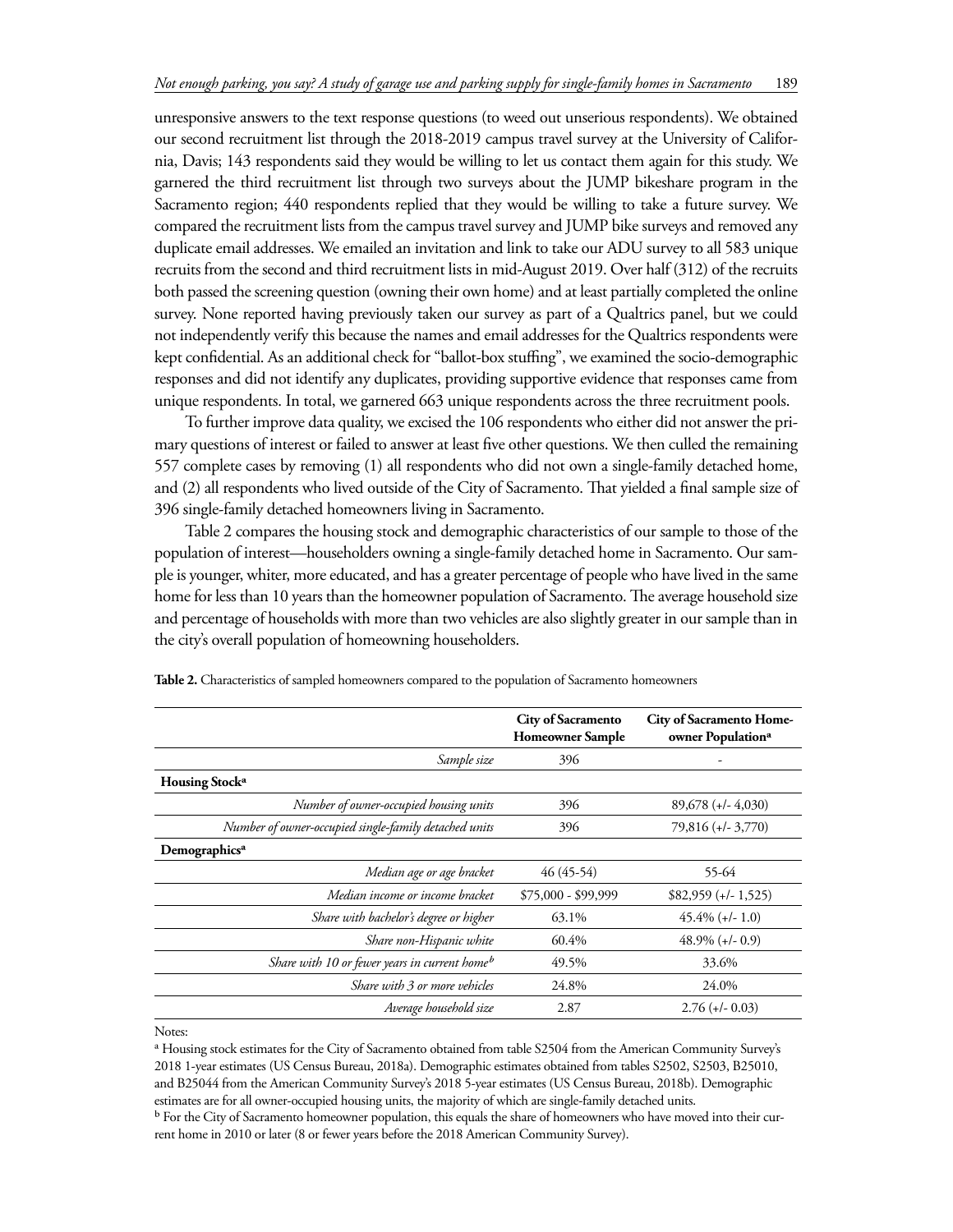unresponsive answers to the text response questions (to weed out unserious respondents). We obtained our second recruitment list through the 2018-2019 campus travel survey at the University of California, Davis; 143 respondents said they would be willing to let us contact them again for this study. We garnered the third recruitment list through two surveys about the JUMP bikeshare program in the Sacramento region; 440 respondents replied that they would be willing to take a future survey. We compared the recruitment lists from the campus travel survey and JUMP bike surveys and removed any duplicate email addresses. We emailed an invitation and link to take our ADU survey to all 583 unique recruits from the second and third recruitment lists in mid-August 2019. Over half (312) of the recruits both passed the screening question (owning their own home) and at least partially completed the online survey. None reported having previously taken our survey as part of a Qualtrics panel, but we could not independently verify this because the names and email addresses for the Qualtrics respondents were kept confidential. As an additional check for "ballot-box stuffing", we examined the socio-demographic responses and did not identify any duplicates, providing supportive evidence that responses came from unique respondents. In total, we garnered 663 unique respondents across the three recruitment pools.

To further improve data quality, we excised the 106 respondents who either did not answer the primary questions of interest or failed to answer at least five other questions. We then culled the remaining 557 complete cases by removing (1) all respondents who did not own a single-family detached home, and (2) all respondents who lived outside of the City of Sacramento. That yielded a final sample size of 396 single-family detached homeowners living in Sacramento.

Table 2 compares the housing stock and demographic characteristics of our sample to those of the population of interest—householders owning a single-family detached home in Sacramento. Our sample is younger, whiter, more educated, and has a greater percentage of people who have lived in the same home for less than 10 years than the homeowner population of Sacramento. The average household size and percentage of households with more than two vehicles are also slightly greater in our sample than in the city's overall population of homeowning householders.

**Table 2.** Characteristics of sampled homeowners compared to the population of Sacramento homeowners

| | **City of Sacramento Homeowner Sample** | **City of Sacramento Homeowner Population[a]** |
|---|---|---|
| *Sample size* | 396 | - |
| **Housing Stock[a]** | | |
| *Number of owner-occupied housing units* | 396 | 89,678 (+/- 4,030) |
| *Number of owner-occupied single-family detached units* | 396 | 79,816 (+/- 3,770) |
| **Demographics[a]** | | |
| *Median age or age bracket* | 46 (45-54) | 55-64 |
| *Median income or income bracket* | $75,000 - $99,999 | $82,959 (+/- 1,525) |
| *Share with bachelor's degree or higher* | 63.1% | 45.4% (+/- 1.0) |
| *Share non-Hispanic white* | 60.4% | 48.9% (+/- 0.9) |
| *Share with 10 or fewer years in current home[b]* | 49.5% | 33.6% |
| *Share with 3 or more vehicles* | 24.8% | 24.0% |
| *Average household size* | 2.87 | 2.76 (+/- 0.03) |

Notes:

[a] Housing stock estimates for the City of Sacramento obtained from table S2504 from the American Community Survey's 2018 1-year estimates (US Census Bureau, 2018a). Demographic estimates obtained from tables S2502, S2503, B25010, and B25044 from the American Community Survey's 2018 5-year estimates (US Census Bureau, 2018b). Demographic estimates are for all owner-occupied housing units, the majority of which are single-family detached units.

[b] For the City of Sacramento homeowner population, this equals the share of homeowners who have moved into their current home in 2010 or later (8 or fewer years before the 2018 American Community Survey).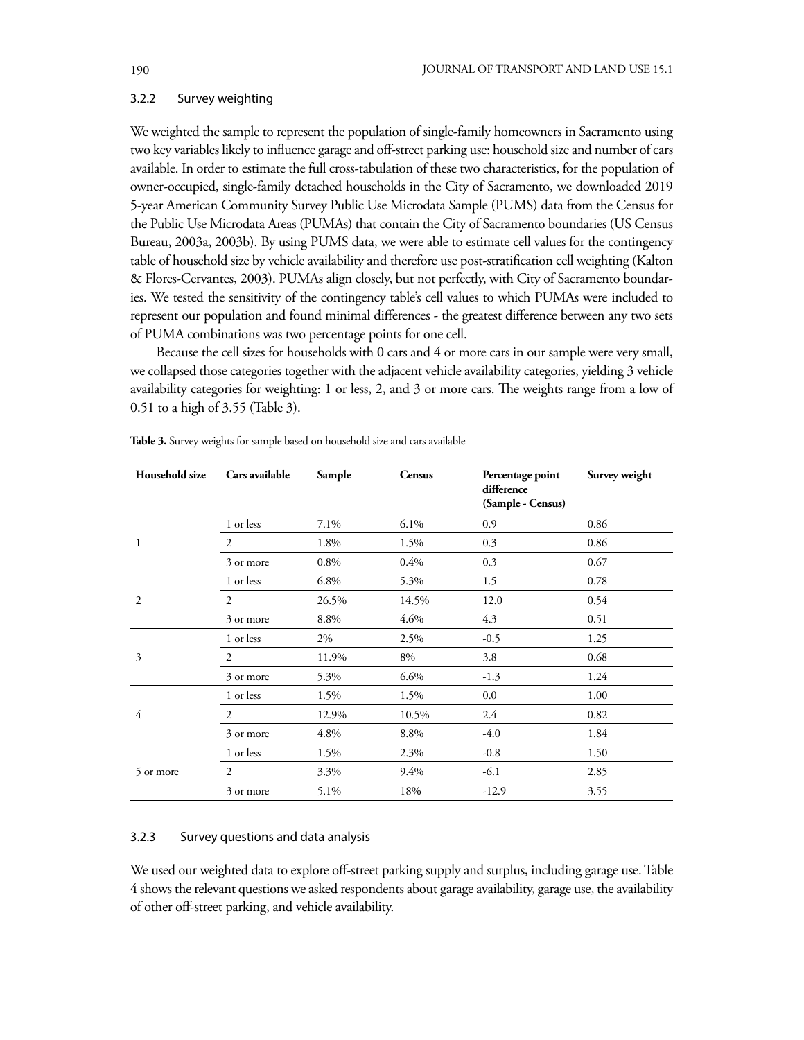### 3.2.2 Survey weighting

We weighted the sample to represent the population of single-family homeowners in Sacramento using two key variables likely to influence garage and off-street parking use: household size and number of cars available. In order to estimate the full cross-tabulation of these two characteristics, for the population of owner-occupied, single-family detached households in the City of Sacramento, we downloaded 2019 5-year American Community Survey Public Use Microdata Sample (PUMS) data from the Census for the Public Use Microdata Areas (PUMAs) that contain the City of Sacramento boundaries (US Census Bureau, 2003a, 2003b). By using PUMS data, we were able to estimate cell values for the contingency table of household size by vehicle availability and therefore use post-stratification cell weighting (Kalton & Flores-Cervantes, 2003). PUMAs align closely, but not perfectly, with City of Sacramento boundaries. We tested the sensitivity of the contingency table's cell values to which PUMAs were included to represent our population and found minimal differences - the greatest difference between any two sets of PUMA combinations was two percentage points for one cell.

Because the cell sizes for households with 0 cars and 4 or more cars in our sample were very small, we collapsed those categories together with the adjacent vehicle availability categories, yielding 3 vehicle availability categories for weighting: 1 or less, 2, and 3 or more cars. The weights range from a low of 0.51 to a high of 3.55 (Table 3).

**Table 3.** Survey weights for sample based on household size and cars available

| Household size | Cars available | Sample | Census | Percentage point difference (Sample - Census) | Survey weight |
|---|---|---|---|---|---|
| 1 | 1 or less | 7.1% | 6.1% | 0.9 | 0.86 |
| | 2 | 1.8% | 1.5% | 0.3 | 0.86 |
| | 3 or more | 0.8% | 0.4% | 0.3 | 0.67 |
| 2 | 1 or less | 6.8% | 5.3% | 1.5 | 0.78 |
| | 2 | 26.5% | 14.5% | 12.0 | 0.54 |
| | 3 or more | 8.8% | 4.6% | 4.3 | 0.51 |
| 3 | 1 or less | 2% | 2.5% | -0.5 | 1.25 |
| | 2 | 11.9% | 8% | 3.8 | 0.68 |
| | 3 or more | 5.3% | 6.6% | -1.3 | 1.24 |
| 4 | 1 or less | 1.5% | 1.5% | 0.0 | 1.00 |
| | 2 | 12.9% | 10.5% | 2.4 | 0.82 |
| | 3 or more | 4.8% | 8.8% | -4.0 | 1.84 |
| 5 or more | 1 or less | 1.5% | 2.3% | -0.8 | 1.50 |
| | 2 | 3.3% | 9.4% | -6.1 | 2.85 |
| | 3 or more | 5.1% | 18% | -12.9 | 3.55 |

### 3.2.3 Survey questions and data analysis

We used our weighted data to explore off-street parking supply and surplus, including garage use. Table 4 shows the relevant questions we asked respondents about garage availability, garage use, the availability of other off-street parking, and vehicle availability.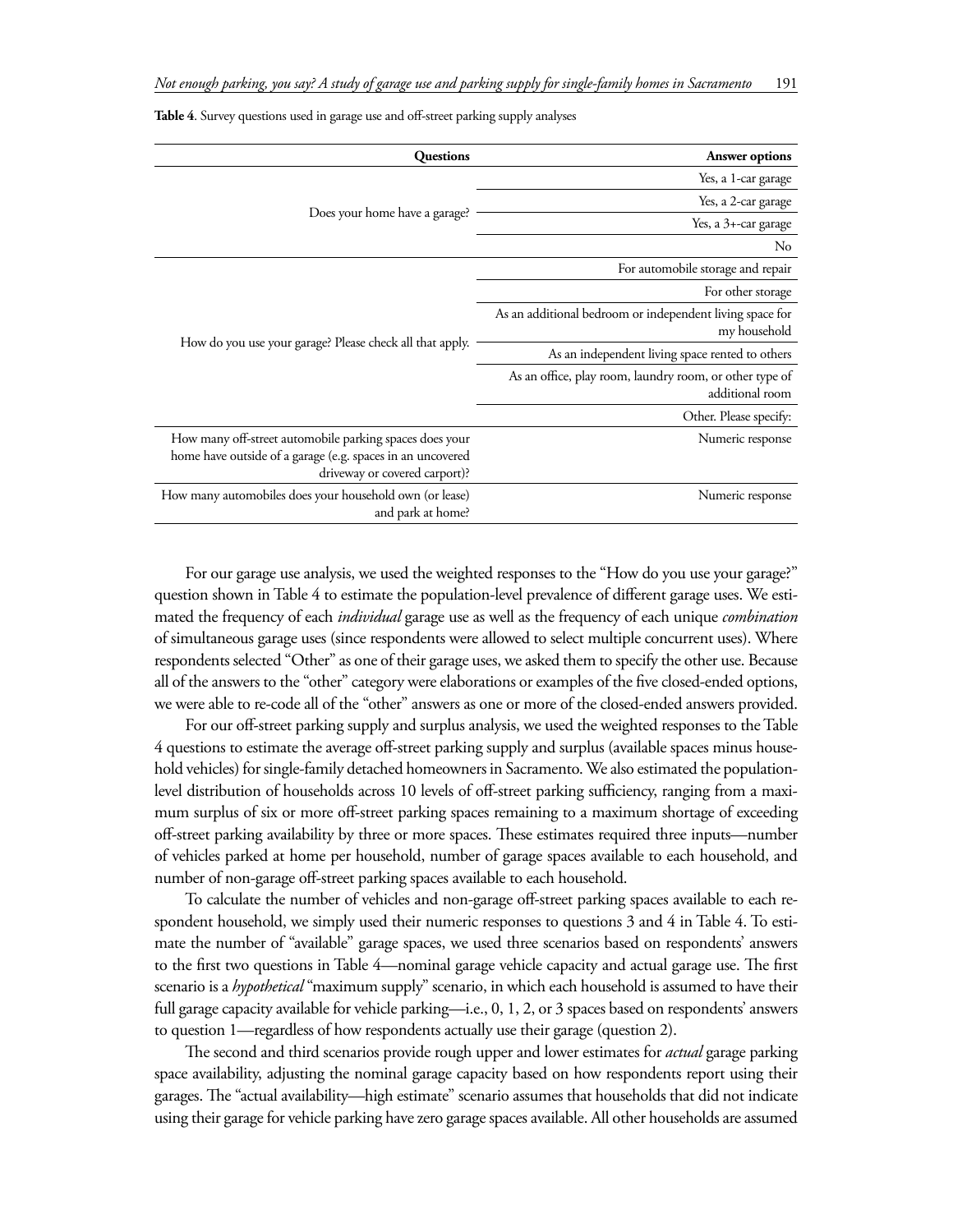**Table 4**. Survey questions used in garage use and off-street parking supply analyses

| Questions | Answer options |
|---|---|
| Does your home have a garage? | Yes, a 1-car garage |
| | Yes, a 2-car garage |
| | Yes, a 3+-car garage |
| | No |
| How do you use your garage? Please check all that apply. | For automobile storage and repair |
| | For other storage |
| | As an additional bedroom or independent living space for my household |
| | As an independent living space rented to others |
| | As an office, play room, laundry room, or other type of additional room |
| | Other. Please specify: |
| How many off-street automobile parking spaces does your home have outside of a garage (e.g. spaces in an uncovered driveway or covered carport)? | Numeric response |
| How many automobiles does your household own (or lease) and park at home? | Numeric response |

For our garage use analysis, we used the weighted responses to the "How do you use your garage?" question shown in Table 4 to estimate the population-level prevalence of different garage uses. We estimated the frequency of each *individual* garage use as well as the frequency of each unique *combination* of simultaneous garage uses (since respondents were allowed to select multiple concurrent uses). Where respondents selected "Other" as one of their garage uses, we asked them to specify the other use. Because all of the answers to the "other" category were elaborations or examples of the five closed-ended options, we were able to re-code all of the "other" answers as one or more of the closed-ended answers provided.

For our off-street parking supply and surplus analysis, we used the weighted responses to the Table 4 questions to estimate the average off-street parking supply and surplus (available spaces minus household vehicles) for single-family detached homeowners in Sacramento. We also estimated the population-level distribution of households across 10 levels of off-street parking sufficiency, ranging from a maximum surplus of six or more off-street parking spaces remaining to a maximum shortage of exceeding off-street parking availability by three or more spaces. These estimates required three inputs—number of vehicles parked at home per household, number of garage spaces available to each household, and number of non-garage off-street parking spaces available to each household.

To calculate the number of vehicles and non-garage off-street parking spaces available to each respondent household, we simply used their numeric responses to questions 3 and 4 in Table 4. To estimate the number of "available" garage spaces, we used three scenarios based on respondents' answers to the first two questions in Table 4—nominal garage vehicle capacity and actual garage use. The first scenario is a *hypothetical* "maximum supply" scenario, in which each household is assumed to have their full garage capacity available for vehicle parking—i.e., 0, 1, 2, or 3 spaces based on respondents' answers to question 1—regardless of how respondents actually use their garage (question 2).

The second and third scenarios provide rough upper and lower estimates for *actual* garage parking space availability, adjusting the nominal garage capacity based on how respondents report using their garages. The "actual availability—high estimate" scenario assumes that households that did not indicate using their garage for vehicle parking have zero garage spaces available. All other households are assumed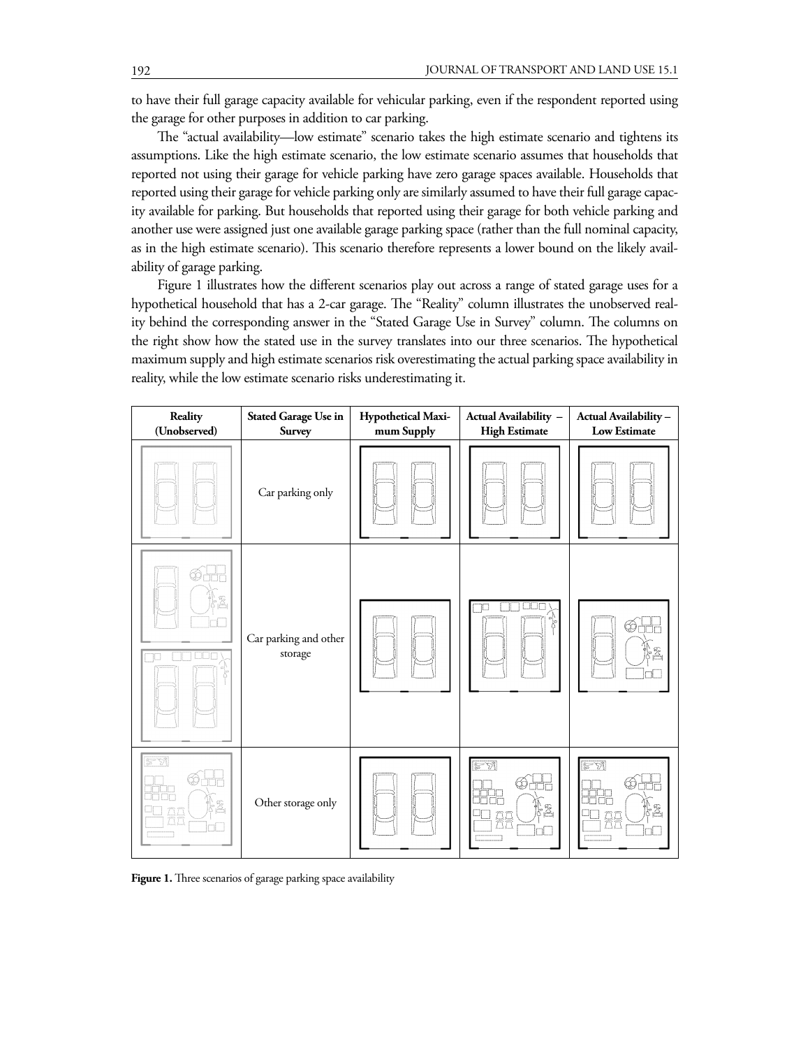to have their full garage capacity available for vehicular parking, even if the respondent reported using the garage for other purposes in addition to car parking.

The "actual availability—low estimate" scenario takes the high estimate scenario and tightens its assumptions. Like the high estimate scenario, the low estimate scenario assumes that households that reported not using their garage for vehicle parking have zero garage spaces available. Households that reported using their garage for vehicle parking only are similarly assumed to have their full garage capacity available for parking. But households that reported using their garage for both vehicle parking and another use were assigned just one available garage parking space (rather than the full nominal capacity, as in the high estimate scenario). This scenario therefore represents a lower bound on the likely availability of garage parking.

Figure 1 illustrates how the different scenarios play out across a range of stated garage uses for a hypothetical household that has a 2-car garage. The "Reality" column illustrates the unobserved reality behind the corresponding answer in the "Stated Garage Use in Survey" column. The columns on the right show how the stated use in the survey translates into our three scenarios. The hypothetical maximum supply and high estimate scenarios risk overestimating the actual parking space availability in reality, while the low estimate scenario risks underestimating it.

| Reality (Unobserved) | Stated Garage Use in Survey | Hypothetical Maximum Supply | Actual Availability – High Estimate | Actual Availability – Low Estimate |
|---|---|---|---|---|
| | Car parking only | | | |
| | Car parking and other storage | | | |
| | Other storage only | | | |

**Figure 1.** Three scenarios of garage parking space availability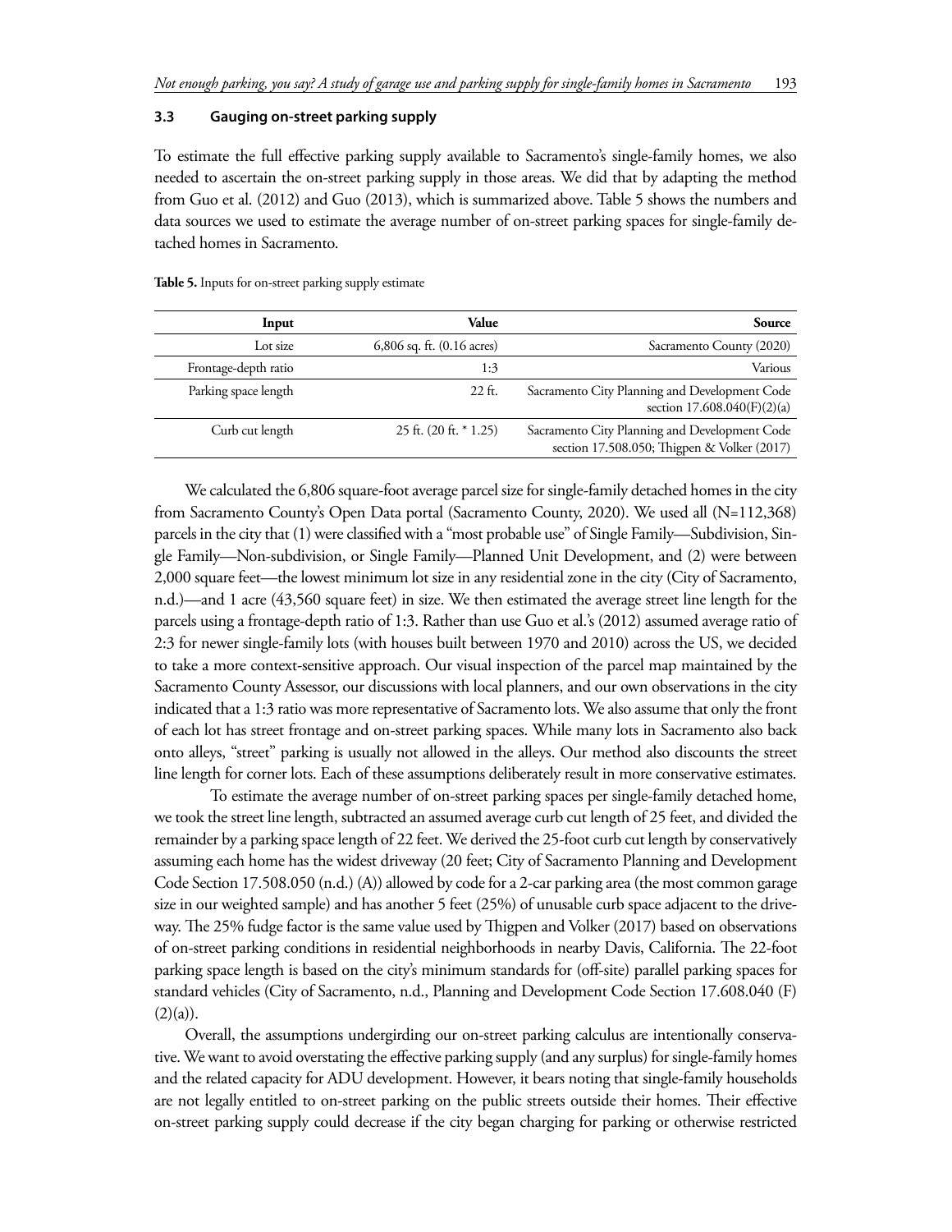### 3.3 Gauging on-street parking supply

To estimate the full effective parking supply available to Sacramento's single-family homes, we also needed to ascertain the on-street parking supply in those areas. We did that by adapting the method from Guo et al. (2012) and Guo (2013), which is summarized above. Table 5 shows the numbers and data sources we used to estimate the average number of on-street parking spaces for single-family detached homes in Sacramento.

**Table 5.** Inputs for on-street parking supply estimate

| Input | Value | Source |
|---|---|---|
| Lot size | 6,806 sq. ft. (0.16 acres) | Sacramento County (2020) |
| Frontage-depth ratio | 1:3 | Various |
| Parking space length | 22 ft. | Sacramento City Planning and Development Code section 17.608.040(F)(2)(a) |
| Curb cut length | 25 ft. (20 ft. * 1.25) | Sacramento City Planning and Development Code section 17.508.050; Thigpen & Volker (2017) |

We calculated the 6,806 square-foot average parcel size for single-family detached homes in the city from Sacramento County's Open Data portal (Sacramento County, 2020). We used all (N=112,368) parcels in the city that (1) were classified with a "most probable use" of Single Family—Subdivision, Single Family—Non-subdivision, or Single Family—Planned Unit Development, and (2) were between 2,000 square feet—the lowest minimum lot size in any residential zone in the city (City of Sacramento, n.d.)—and 1 acre (43,560 square feet) in size. We then estimated the average street line length for the parcels using a frontage-depth ratio of 1:3. Rather than use Guo et al.'s (2012) assumed average ratio of 2:3 for newer single-family lots (with houses built between 1970 and 2010) across the US, we decided to take a more context-sensitive approach. Our visual inspection of the parcel map maintained by the Sacramento County Assessor, our discussions with local planners, and our own observations in the city indicated that a 1:3 ratio was more representative of Sacramento lots. We also assume that only the front of each lot has street frontage and on-street parking spaces. While many lots in Sacramento also back onto alleys, "street" parking is usually not allowed in the alleys. Our method also discounts the street line length for corner lots. Each of these assumptions deliberately result in more conservative estimates.

To estimate the average number of on-street parking spaces per single-family detached home, we took the street line length, subtracted an assumed average curb cut length of 25 feet, and divided the remainder by a parking space length of 22 feet. We derived the 25-foot curb cut length by conservatively assuming each home has the widest driveway (20 feet; City of Sacramento Planning and Development Code Section 17.508.050 (n.d.) (A)) allowed by code for a 2-car parking area (the most common garage size in our weighted sample) and has another 5 feet (25%) of unusable curb space adjacent to the driveway. The 25% fudge factor is the same value used by Thigpen and Volker (2017) based on observations of on-street parking conditions in residential neighborhoods in nearby Davis, California. The 22-foot parking space length is based on the city's minimum standards for (off-site) parallel parking spaces for standard vehicles (City of Sacramento, n.d., Planning and Development Code Section 17.608.040 (F)(2)(a)).

Overall, the assumptions undergirding our on-street parking calculus are intentionally conservative. We want to avoid overstating the effective parking supply (and any surplus) for single-family homes and the related capacity for ADU development. However, it bears noting that single-family households are not legally entitled to on-street parking on the public streets outside their homes. Their effective on-street parking supply could decrease if the city began charging for parking or otherwise restricted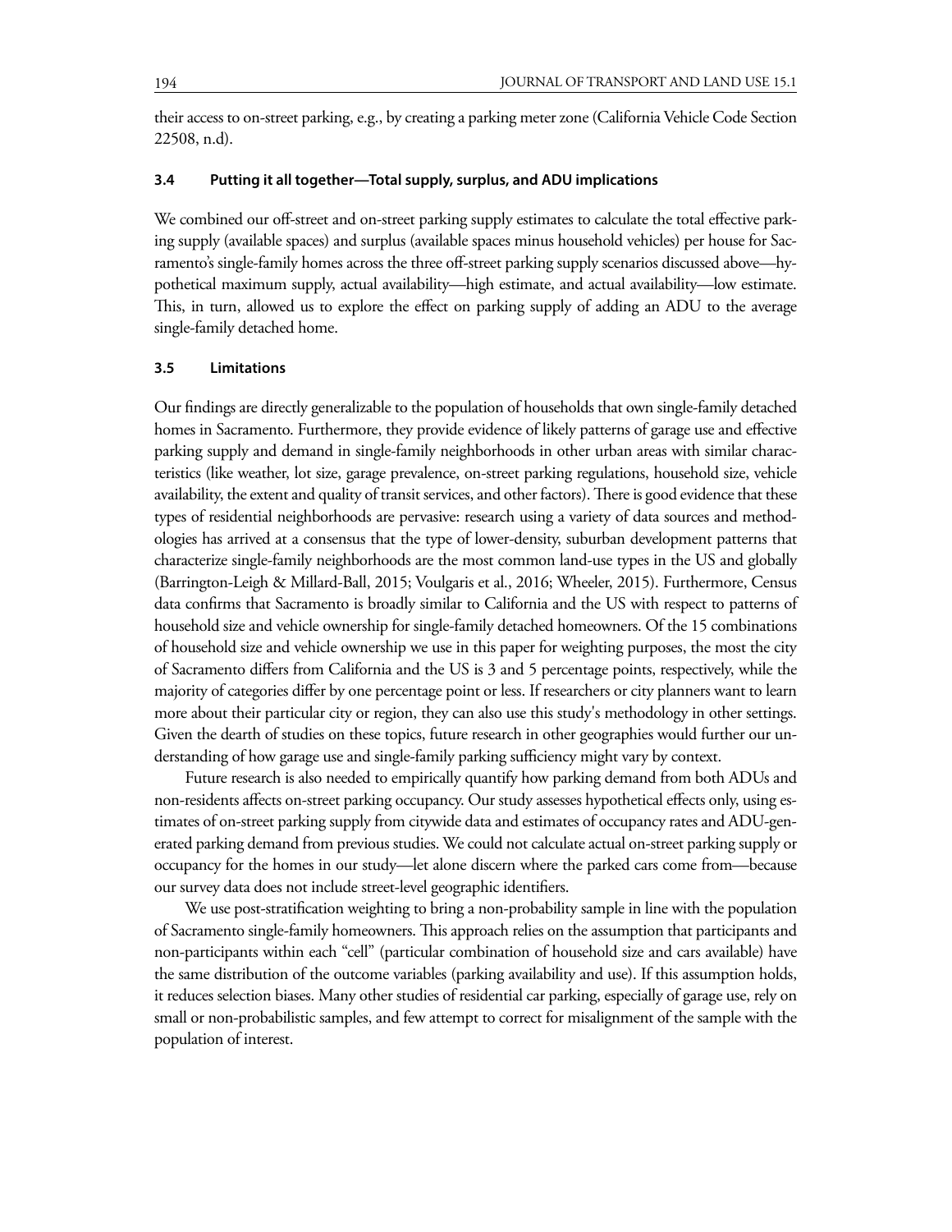their access to on-street parking, e.g., by creating a parking meter zone (California Vehicle Code Section 22508, n.d).

### 3.4 Putting it all together—Total supply, surplus, and ADU implications

We combined our off-street and on-street parking supply estimates to calculate the total effective parking supply (available spaces) and surplus (available spaces minus household vehicles) per house for Sacramento's single-family homes across the three off-street parking supply scenarios discussed above—hypothetical maximum supply, actual availability—high estimate, and actual availability—low estimate. This, in turn, allowed us to explore the effect on parking supply of adding an ADU to the average single-family detached home.

### 3.5 Limitations

Our findings are directly generalizable to the population of households that own single-family detached homes in Sacramento. Furthermore, they provide evidence of likely patterns of garage use and effective parking supply and demand in single-family neighborhoods in other urban areas with similar characteristics (like weather, lot size, garage prevalence, on-street parking regulations, household size, vehicle availability, the extent and quality of transit services, and other factors). There is good evidence that these types of residential neighborhoods are pervasive: research using a variety of data sources and methodologies has arrived at a consensus that the type of lower-density, suburban development patterns that characterize single-family neighborhoods are the most common land-use types in the US and globally (Barrington-Leigh & Millard-Ball, 2015; Voulgaris et al., 2016; Wheeler, 2015). Furthermore, Census data confirms that Sacramento is broadly similar to California and the US with respect to patterns of household size and vehicle ownership for single-family detached homeowners. Of the 15 combinations of household size and vehicle ownership we use in this paper for weighting purposes, the most the city of Sacramento differs from California and the US is 3 and 5 percentage points, respectively, while the majority of categories differ by one percentage point or less. If researchers or city planners want to learn more about their particular city or region, they can also use this study's methodology in other settings. Given the dearth of studies on these topics, future research in other geographies would further our understanding of how garage use and single-family parking sufficiency might vary by context.

Future research is also needed to empirically quantify how parking demand from both ADUs and non-residents affects on-street parking occupancy. Our study assesses hypothetical effects only, using estimates of on-street parking supply from citywide data and estimates of occupancy rates and ADU-generated parking demand from previous studies. We could not calculate actual on-street parking supply or occupancy for the homes in our study—let alone discern where the parked cars come from—because our survey data does not include street-level geographic identifiers.

We use post-stratification weighting to bring a non-probability sample in line with the population of Sacramento single-family homeowners. This approach relies on the assumption that participants and non-participants within each "cell" (particular combination of household size and cars available) have the same distribution of the outcome variables (parking availability and use). If this assumption holds, it reduces selection biases. Many other studies of residential car parking, especially of garage use, rely on small or non-probabilistic samples, and few attempt to correct for misalignment of the sample with the population of interest.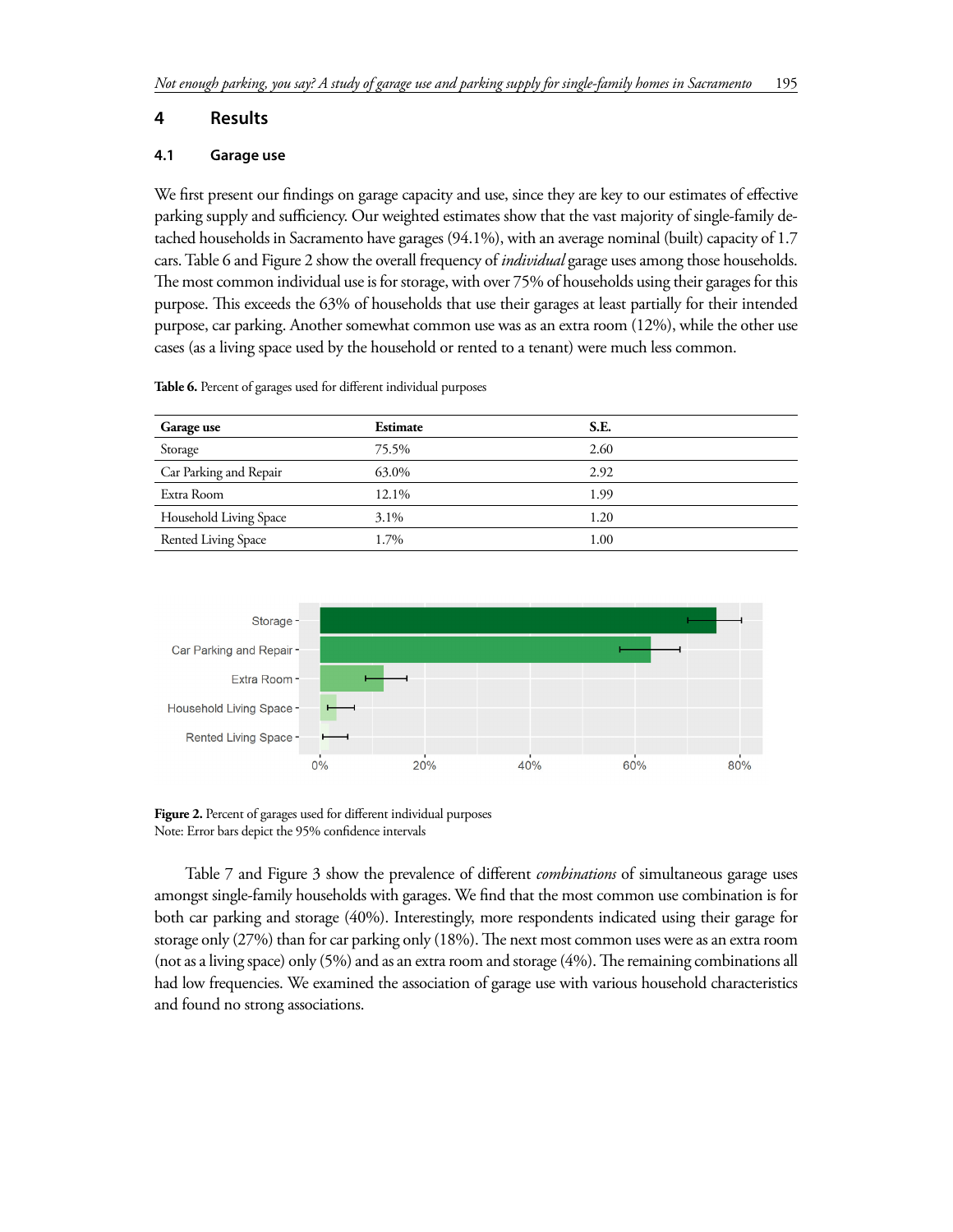## 4 Results

### 4.1 Garage use

We first present our findings on garage capacity and use, since they are key to our estimates of effective parking supply and sufficiency. Our weighted estimates show that the vast majority of single-family detached households in Sacramento have garages (94.1%), with an average nominal (built) capacity of 1.7 cars. Table 6 and Figure 2 show the overall frequency of *individual* garage uses among those households. The most common individual use is for storage, with over 75% of households using their garages for this purpose. This exceeds the 63% of households that use their garages at least partially for their intended purpose, car parking. Another somewhat common use was as an extra room (12%), while the other use cases (as a living space used by the household or rented to a tenant) were much less common.

**Table 6.** Percent of garages used for different individual purposes

| Garage use | Estimate | S.E. |
|---|---|---|
| Storage | 75.5% | 2.60 |
| Car Parking and Repair | 63.0% | 2.92 |
| Extra Room | 12.1% | 1.99 |
| Household Living Space | 3.1% | 1.20 |
| Rented Living Space | 1.7% | 1.00 |

**Figure 2.** Percent of garages used for different individual purposes
Note: Error bars depict the 95% confidence intervals

Table 7 and Figure 3 show the prevalence of different *combinations* of simultaneous garage uses amongst single-family households with garages. We find that the most common use combination is for both car parking and storage (40%). Interestingly, more respondents indicated using their garage for storage only (27%) than for car parking only (18%). The next most common uses were as an extra room (not as a living space) only (5%) and as an extra room and storage (4%). The remaining combinations all had low frequencies. We examined the association of garage use with various household characteristics and found no strong associations.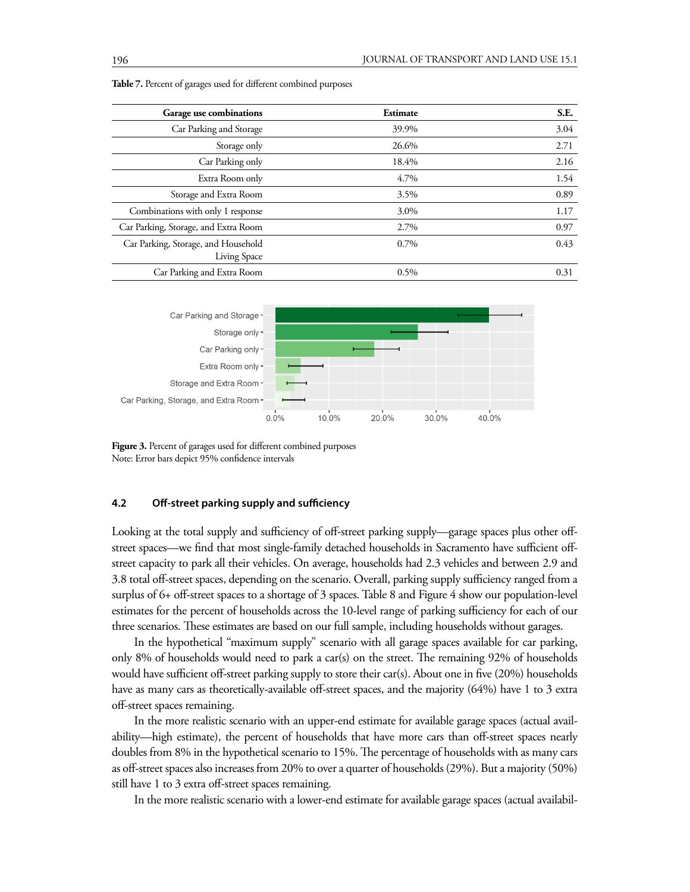**Table 7.** Percent of garages used for different combined purposes

| Garage use combinations | Estimate | S.E. |
|---|---|---|
| Car Parking and Storage | 39.9% | 3.04 |
| Storage only | 26.6% | 2.71 |
| Car Parking only | 18.4% | 2.16 |
| Extra Room only | 4.7% | 1.54 |
| Storage and Extra Room | 3.5% | 0.89 |
| Combinations with only 1 response | 3.0% | 1.17 |
| Car Parking, Storage, and Extra Room | 2.7% | 0.97 |
| Car Parking, Storage, and Household Living Space | 0.7% | 0.43 |
| Car Parking and Extra Room | 0.5% | 0.31 |

**Figure 3.** Percent of garages used for different combined purposes
Note: Error bars depict 95% confidence intervals

### 4.2 Off-street parking supply and sufficiency

Looking at the total supply and sufficiency of off-street parking supply—garage spaces plus other off-street spaces—we find that most single-family detached households in Sacramento have sufficient off-street capacity to park all their vehicles. On average, households had 2.3 vehicles and between 2.9 and 3.8 total off-street spaces, depending on the scenario. Overall, parking supply sufficiency ranged from a surplus of 6+ off-street spaces to a shortage of 3 spaces. Table 8 and Figure 4 show our population-level estimates for the percent of households across the 10-level range of parking sufficiency for each of our three scenarios. These estimates are based on our full sample, including households without garages.

In the hypothetical "maximum supply" scenario with all garage spaces available for car parking, only 8% of households would need to park a car(s) on the street. The remaining 92% of households would have sufficient off-street parking supply to store their car(s). About one in five (20%) households have as many cars as theoretically-available off-street spaces, and the majority (64%) have 1 to 3 extra off-street spaces remaining.

In the more realistic scenario with an upper-end estimate for available garage spaces (actual availability—high estimate), the percent of households that have more cars than off-street spaces nearly doubles from 8% in the hypothetical scenario to 15%. The percentage of households with as many cars as off-street spaces also increases from 20% to over a quarter of households (29%). But a majority (50%) still have 1 to 3 extra off-street spaces remaining.

In the more realistic scenario with a lower-end estimate for available garage spaces (actual availabil-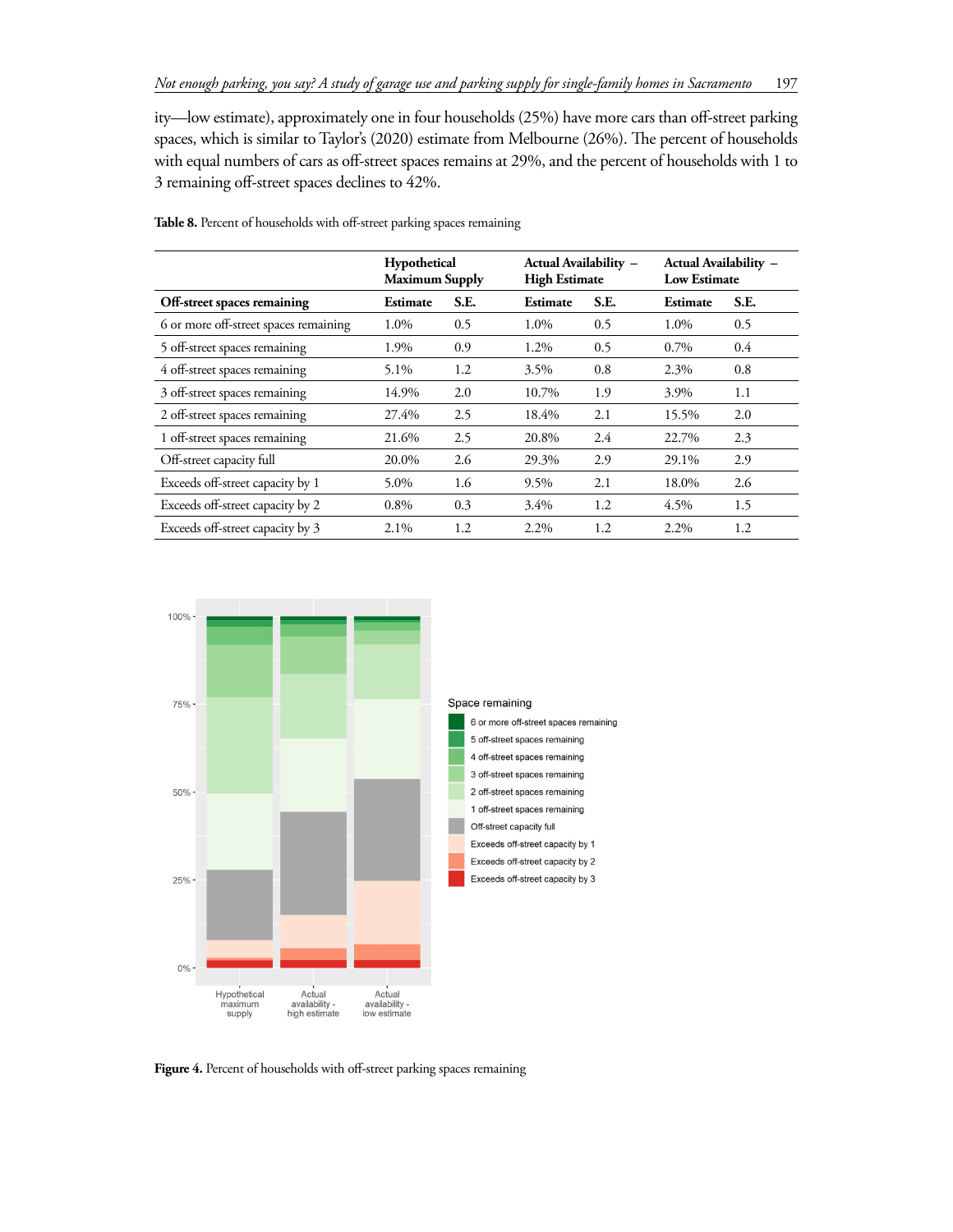ity—low estimate), approximately one in four households (25%) have more cars than off-street parking spaces, which is similar to Taylor's (2020) estimate from Melbourne (26%). The percent of households with equal numbers of cars as off-street spaces remains at 29%, and the percent of households with 1 to 3 remaining off-street spaces declines to 42%.

**Table 8.** Percent of households with off-street parking spaces remaining

| | Hypothetical Maximum Supply | | Actual Availability – High Estimate | | Actual Availability – Low Estimate | |
|---|---|---|---|---|---|---|
| **Off-street spaces remaining** | **Estimate** | **S.E.** | **Estimate** | **S.E.** | **Estimate** | **S.E.** |
| 6 or more off-street spaces remaining | 1.0% | 0.5 | 1.0% | 0.5 | 1.0% | 0.5 |
| 5 off-street spaces remaining | 1.9% | 0.9 | 1.2% | 0.5 | 0.7% | 0.4 |
| 4 off-street spaces remaining | 5.1% | 1.2 | 3.5% | 0.8 | 2.3% | 0.8 |
| 3 off-street spaces remaining | 14.9% | 2.0 | 10.7% | 1.9 | 3.9% | 1.1 |
| 2 off-street spaces remaining | 27.4% | 2.5 | 18.4% | 2.1 | 15.5% | 2.0 |
| 1 off-street spaces remaining | 21.6% | 2.5 | 20.8% | 2.4 | 22.7% | 2.3 |
| Off-street capacity full | 20.0% | 2.6 | 29.3% | 2.9 | 29.1% | 2.9 |
| Exceeds off-street capacity by 1 | 5.0% | 1.6 | 9.5% | 2.1 | 18.0% | 2.6 |
| Exceeds off-street capacity by 2 | 0.8% | 0.3 | 3.4% | 1.2 | 4.5% | 1.5 |
| Exceeds off-street capacity by 3 | 2.1% | 1.2 | 2.2% | 1.2 | 2.2% | 1.2 |

**Figure 4.** Percent of households with off-street parking spaces remaining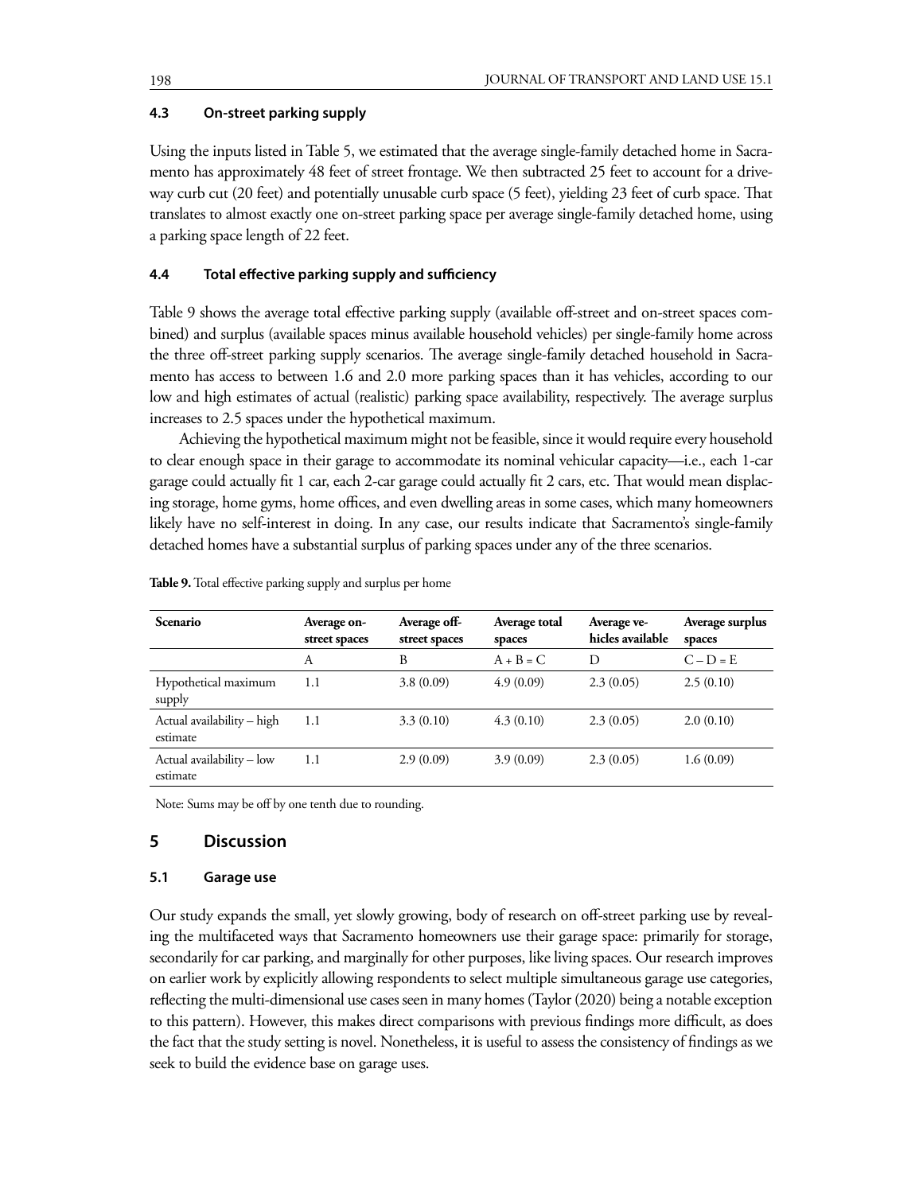### 4.3 On-street parking supply

Using the inputs listed in Table 5, we estimated that the average single-family detached home in Sacramento has approximately 48 feet of street frontage. We then subtracted 25 feet to account for a driveway curb cut (20 feet) and potentially unusable curb space (5 feet), yielding 23 feet of curb space. That translates to almost exactly one on-street parking space per average single-family detached home, using a parking space length of 22 feet.

### 4.4 Total effective parking supply and sufficiency

Table 9 shows the average total effective parking supply (available off-street and on-street spaces combined) and surplus (available spaces minus available household vehicles) per single-family home across the three off-street parking supply scenarios. The average single-family detached household in Sacramento has access to between 1.6 and 2.0 more parking spaces than it has vehicles, according to our low and high estimates of actual (realistic) parking space availability, respectively. The average surplus increases to 2.5 spaces under the hypothetical maximum.

Achieving the hypothetical maximum might not be feasible, since it would require every household to clear enough space in their garage to accommodate its nominal vehicular capacity—i.e., each 1-car garage could actually fit 1 car, each 2-car garage could actually fit 2 cars, etc. That would mean displacing storage, home gyms, home offices, and even dwelling areas in some cases, which many homeowners likely have no self-interest in doing. In any case, our results indicate that Sacramento's single-family detached homes have a substantial surplus of parking spaces under any of the three scenarios.

**Table 9.** Total effective parking supply and surplus per home

| Scenario | Average on-street spaces | Average off-street spaces | Average total spaces | Average vehicles available | Average surplus spaces |
|---|---|---|---|---|---|
| | A | B | A + B = C | D | C – D = E |
| Hypothetical maximum supply | 1.1 | 3.8 (0.09) | 4.9 (0.09) | 2.3 (0.05) | 2.5 (0.10) |
| Actual availability – high estimate | 1.1 | 3.3 (0.10) | 4.3 (0.10) | 2.3 (0.05) | 2.0 (0.10) |
| Actual availability – low estimate | 1.1 | 2.9 (0.09) | 3.9 (0.09) | 2.3 (0.05) | 1.6 (0.09) |

Note: Sums may be off by one tenth due to rounding.

## 5 Discussion

### 5.1 Garage use

Our study expands the small, yet slowly growing, body of research on off-street parking use by revealing the multifaceted ways that Sacramento homeowners use their garage space: primarily for storage, secondarily for car parking, and marginally for other purposes, like living spaces. Our research improves on earlier work by explicitly allowing respondents to select multiple simultaneous garage use categories, reflecting the multi-dimensional use cases seen in many homes (Taylor (2020) being a notable exception to this pattern). However, this makes direct comparisons with previous findings more difficult, as does the fact that the study setting is novel. Nonetheless, it is useful to assess the consistency of findings as we seek to build the evidence base on garage uses.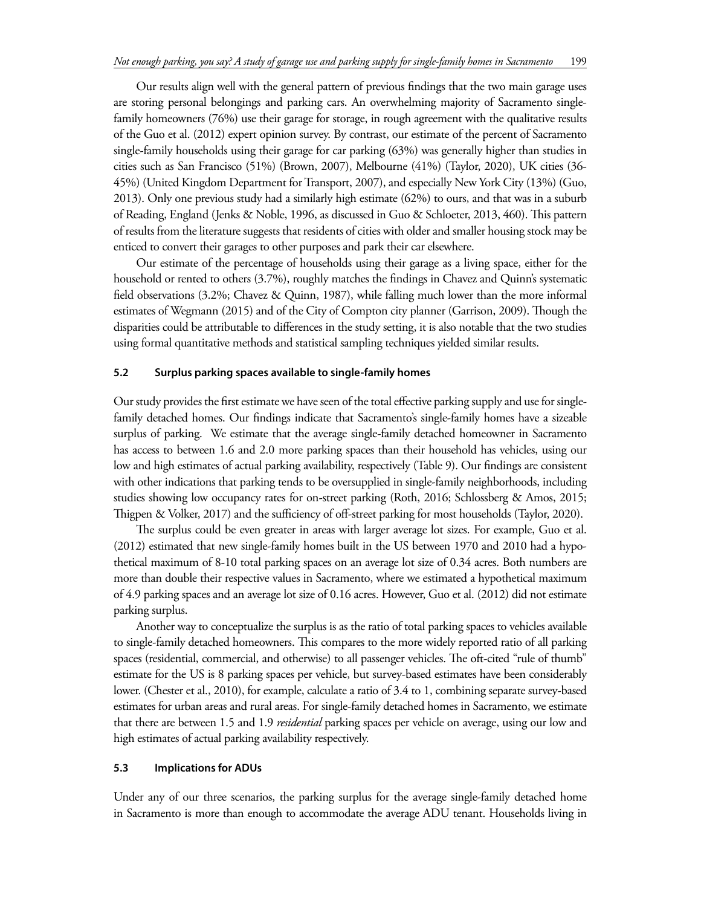Our results align well with the general pattern of previous findings that the two main garage uses are storing personal belongings and parking cars. An overwhelming majority of Sacramento single-family homeowners (76%) use their garage for storage, in rough agreement with the qualitative results of the Guo et al. (2012) expert opinion survey. By contrast, our estimate of the percent of Sacramento single-family households using their garage for car parking (63%) was generally higher than studies in cities such as San Francisco (51%) (Brown, 2007), Melbourne (41%) (Taylor, 2020), UK cities (36-45%) (United Kingdom Department for Transport, 2007), and especially New York City (13%) (Guo, 2013). Only one previous study had a similarly high estimate (62%) to ours, and that was in a suburb of Reading, England (Jenks & Noble, 1996, as discussed in Guo & Schloeter, 2013, 460). This pattern of results from the literature suggests that residents of cities with older and smaller housing stock may be enticed to convert their garages to other purposes and park their car elsewhere.

Our estimate of the percentage of households using their garage as a living space, either for the household or rented to others (3.7%), roughly matches the findings in Chavez and Quinn's systematic field observations (3.2%; Chavez & Quinn, 1987), while falling much lower than the more informal estimates of Wegmann (2015) and of the City of Compton city planner (Garrison, 2009). Though the disparities could be attributable to differences in the study setting, it is also notable that the two studies using formal quantitative methods and statistical sampling techniques yielded similar results.

### 5.2 Surplus parking spaces available to single-family homes

Our study provides the first estimate we have seen of the total effective parking supply and use for single-family detached homes. Our findings indicate that Sacramento's single-family homes have a sizeable surplus of parking. We estimate that the average single-family detached homeowner in Sacramento has access to between 1.6 and 2.0 more parking spaces than their household has vehicles, using our low and high estimates of actual parking availability, respectively (Table 9). Our findings are consistent with other indications that parking tends to be oversupplied in single-family neighborhoods, including studies showing low occupancy rates for on-street parking (Roth, 2016; Schlossberg & Amos, 2015; Thigpen & Volker, 2017) and the sufficiency of off-street parking for most households (Taylor, 2020).

The surplus could be even greater in areas with larger average lot sizes. For example, Guo et al. (2012) estimated that new single-family homes built in the US between 1970 and 2010 had a hypothetical maximum of 8-10 total parking spaces on an average lot size of 0.34 acres. Both numbers are more than double their respective values in Sacramento, where we estimated a hypothetical maximum of 4.9 parking spaces and an average lot size of 0.16 acres. However, Guo et al. (2012) did not estimate parking surplus.

Another way to conceptualize the surplus is as the ratio of total parking spaces to vehicles available to single-family detached homeowners. This compares to the more widely reported ratio of all parking spaces (residential, commercial, and otherwise) to all passenger vehicles. The oft-cited "rule of thumb" estimate for the US is 8 parking spaces per vehicle, but survey-based estimates have been considerably lower. (Chester et al., 2010), for example, calculate a ratio of 3.4 to 1, combining separate survey-based estimates for urban areas and rural areas. For single-family detached homes in Sacramento, we estimate that there are between 1.5 and 1.9 *residential* parking spaces per vehicle on average, using our low and high estimates of actual parking availability respectively.

### 5.3 Implications for ADUs

Under any of our three scenarios, the parking surplus for the average single-family detached home in Sacramento is more than enough to accommodate the average ADU tenant. Households living in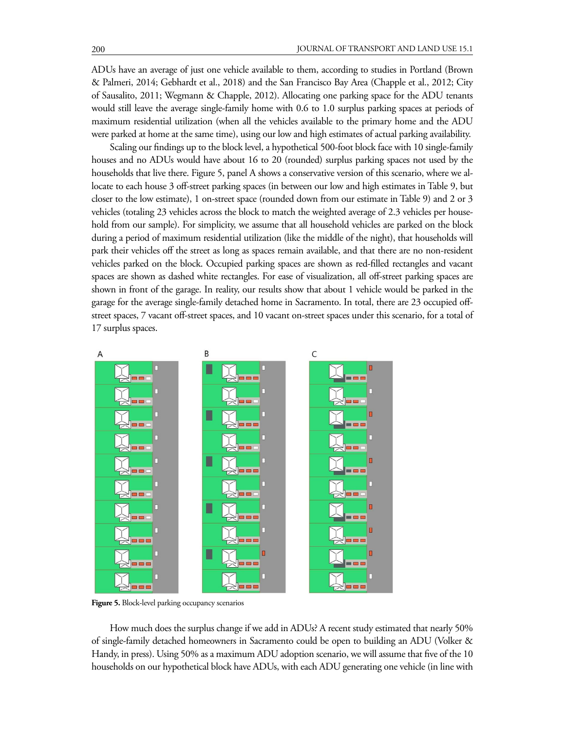ADUs have an average of just one vehicle available to them, according to studies in Portland (Brown & Palmeri, 2014; Gebhardt et al., 2018) and the San Francisco Bay Area (Chapple et al., 2012; City of Sausalito, 2011; Wegmann & Chapple, 2012). Allocating one parking space for the ADU tenants would still leave the average single-family home with 0.6 to 1.0 surplus parking spaces at periods of maximum residential utilization (when all the vehicles available to the primary home and the ADU were parked at home at the same time), using our low and high estimates of actual parking availability.

Scaling our findings up to the block level, a hypothetical 500-foot block face with 10 single-family houses and no ADUs would have about 16 to 20 (rounded) surplus parking spaces not used by the households that live there. Figure 5, panel A shows a conservative version of this scenario, where we allocate to each house 3 off-street parking spaces (in between our low and high estimates in Table 9, but closer to the low estimate), 1 on-street space (rounded down from our estimate in Table 9) and 2 or 3 vehicles (totaling 23 vehicles across the block to match the weighted average of 2.3 vehicles per household from our sample). For simplicity, we assume that all household vehicles are parked on the block during a period of maximum residential utilization (like the middle of the night), that households will park their vehicles off the street as long as spaces remain available, and that there are no non-resident vehicles parked on the block. Occupied parking spaces are shown as red-filled rectangles and vacant spaces are shown as dashed white rectangles. For ease of visualization, all off-street parking spaces are shown in front of the garage. In reality, our results show that about 1 vehicle would be parked in the garage for the average single-family detached home in Sacramento. In total, there are 23 occupied off-street spaces, 7 vacant off-street spaces, and 10 vacant on-street spaces under this scenario, for a total of 17 surplus spaces.

**Figure 5.** Block-level parking occupancy scenarios

How much does the surplus change if we add in ADUs? A recent study estimated that nearly 50% of single-family detached homeowners in Sacramento could be open to building an ADU (Volker & Handy, in press). Using 50% as a maximum ADU adoption scenario, we will assume that five of the 10 households on our hypothetical block have ADUs, with each ADU generating one vehicle (in line with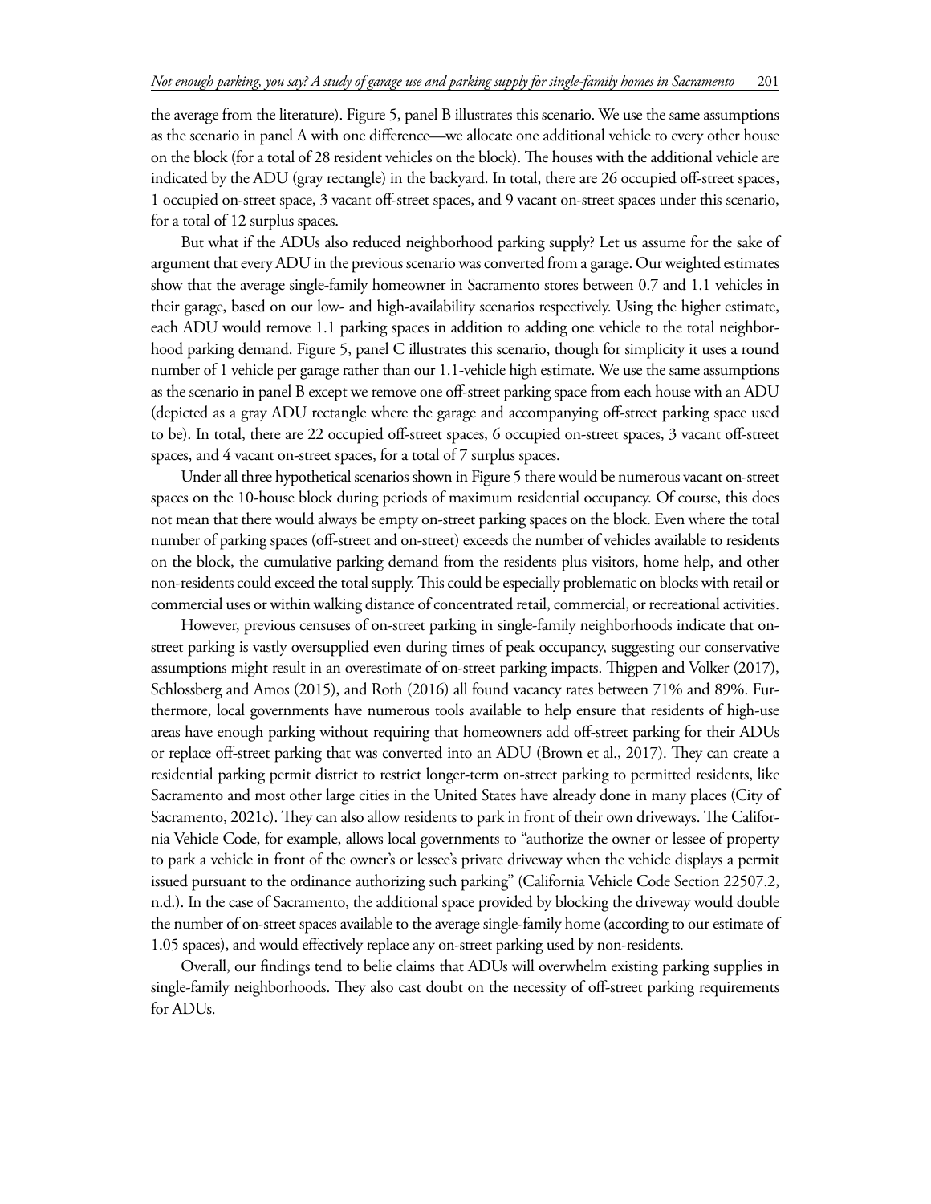the average from the literature). Figure 5, panel B illustrates this scenario. We use the same assumptions as the scenario in panel A with one difference—we allocate one additional vehicle to every other house on the block (for a total of 28 resident vehicles on the block). The houses with the additional vehicle are indicated by the ADU (gray rectangle) in the backyard. In total, there are 26 occupied off-street spaces, 1 occupied on-street space, 3 vacant off-street spaces, and 9 vacant on-street spaces under this scenario, for a total of 12 surplus spaces.

But what if the ADUs also reduced neighborhood parking supply? Let us assume for the sake of argument that every ADU in the previous scenario was converted from a garage. Our weighted estimates show that the average single-family homeowner in Sacramento stores between 0.7 and 1.1 vehicles in their garage, based on our low- and high-availability scenarios respectively. Using the higher estimate, each ADU would remove 1.1 parking spaces in addition to adding one vehicle to the total neighborhood parking demand. Figure 5, panel C illustrates this scenario, though for simplicity it uses a round number of 1 vehicle per garage rather than our 1.1-vehicle high estimate. We use the same assumptions as the scenario in panel B except we remove one off-street parking space from each house with an ADU (depicted as a gray ADU rectangle where the garage and accompanying off-street parking space used to be). In total, there are 22 occupied off-street spaces, 6 occupied on-street spaces, 3 vacant off-street spaces, and 4 vacant on-street spaces, for a total of 7 surplus spaces.

Under all three hypothetical scenarios shown in Figure 5 there would be numerous vacant on-street spaces on the 10-house block during periods of maximum residential occupancy. Of course, this does not mean that there would always be empty on-street parking spaces on the block. Even where the total number of parking spaces (off-street and on-street) exceeds the number of vehicles available to residents on the block, the cumulative parking demand from the residents plus visitors, home help, and other non-residents could exceed the total supply. This could be especially problematic on blocks with retail or commercial uses or within walking distance of concentrated retail, commercial, or recreational activities.

However, previous censuses of on-street parking in single-family neighborhoods indicate that on-street parking is vastly oversupplied even during times of peak occupancy, suggesting our conservative assumptions might result in an overestimate of on-street parking impacts. Thigpen and Volker (2017), Schlossberg and Amos (2015), and Roth (2016) all found vacancy rates between 71% and 89%. Furthermore, local governments have numerous tools available to help ensure that residents of high-use areas have enough parking without requiring that homeowners add off-street parking for their ADUs or replace off-street parking that was converted into an ADU (Brown et al., 2017). They can create a residential parking permit district to restrict longer-term on-street parking to permitted residents, like Sacramento and most other large cities in the United States have already done in many places (City of Sacramento, 2021c). They can also allow residents to park in front of their own driveways. The California Vehicle Code, for example, allows local governments to "authorize the owner or lessee of property to park a vehicle in front of the owner's or lessee's private driveway when the vehicle displays a permit issued pursuant to the ordinance authorizing such parking" (California Vehicle Code Section 22507.2, n.d.). In the case of Sacramento, the additional space provided by blocking the driveway would double the number of on-street spaces available to the average single-family home (according to our estimate of 1.05 spaces), and would effectively replace any on-street parking used by non-residents.

Overall, our findings tend to belie claims that ADUs will overwhelm existing parking supplies in single-family neighborhoods. They also cast doubt on the necessity of off-street parking requirements for ADUs.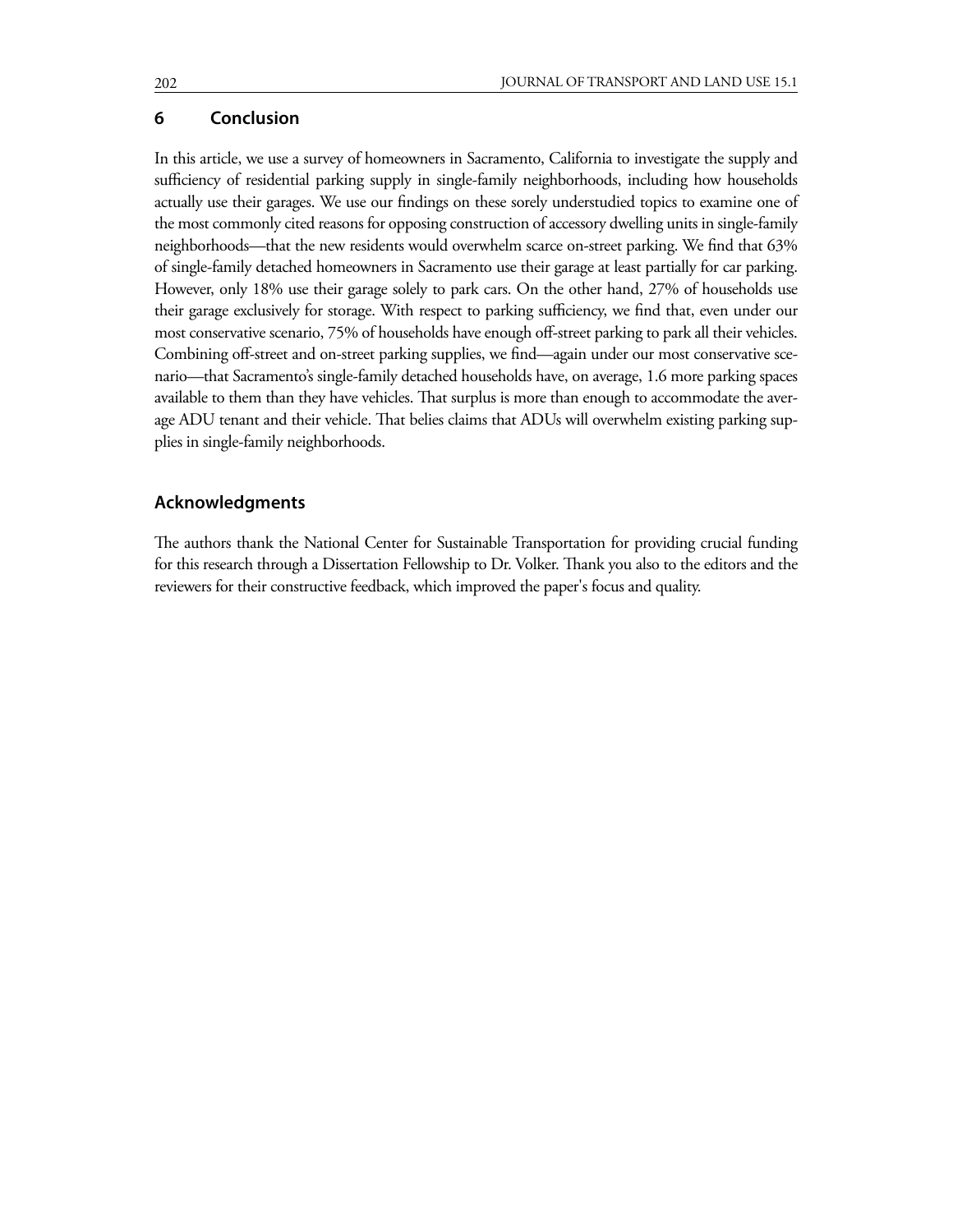## 6 Conclusion

In this article, we use a survey of homeowners in Sacramento, California to investigate the supply and sufficiency of residential parking supply in single-family neighborhoods, including how households actually use their garages. We use our findings on these sorely understudied topics to examine one of the most commonly cited reasons for opposing construction of accessory dwelling units in single-family neighborhoods—that the new residents would overwhelm scarce on-street parking. We find that 63% of single-family detached homeowners in Sacramento use their garage at least partially for car parking. However, only 18% use their garage solely to park cars. On the other hand, 27% of households use their garage exclusively for storage. With respect to parking sufficiency, we find that, even under our most conservative scenario, 75% of households have enough off-street parking to park all their vehicles. Combining off-street and on-street parking supplies, we find—again under our most conservative scenario—that Sacramento's single-family detached households have, on average, 1.6 more parking spaces available to them than they have vehicles. That surplus is more than enough to accommodate the average ADU tenant and their vehicle. That belies claims that ADUs will overwhelm existing parking supplies in single-family neighborhoods.

## Acknowledgments

The authors thank the National Center for Sustainable Transportation for providing crucial funding for this research through a Dissertation Fellowship to Dr. Volker. Thank you also to the editors and the reviewers for their constructive feedback, which improved the paper's focus and quality.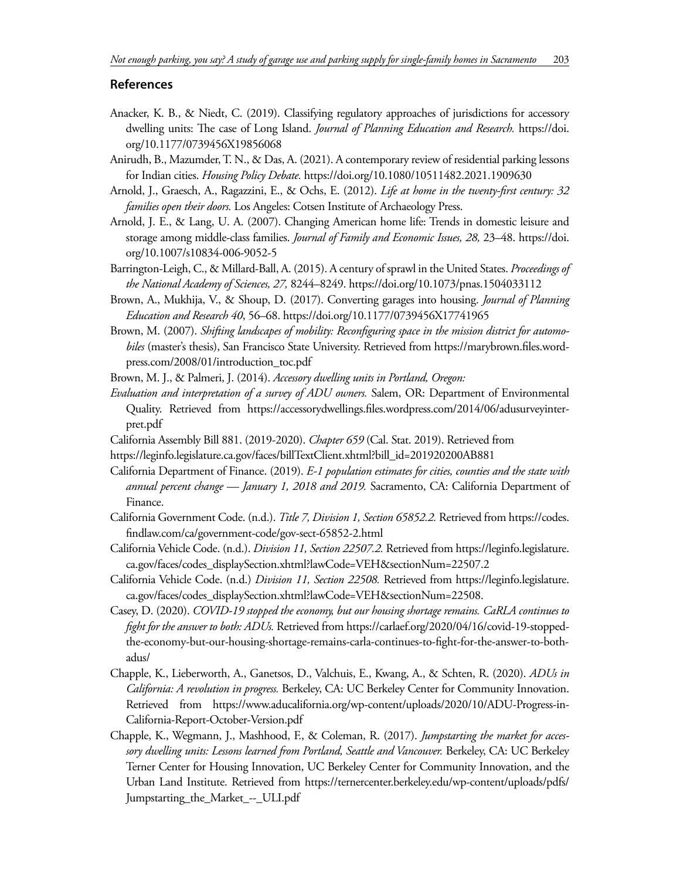## References

Anacker, K. B., & Niedt, C. (2019). Classifying regulatory approaches of jurisdictions for accessory dwelling units: The case of Long Island. *Journal of Planning Education and Research.* https://doi.org/10.1177/0739456X19856068

Anirudh, B., Mazumder, T. N., & Das, A. (2021). A contemporary review of residential parking lessons for Indian cities. *Housing Policy Debate.* https://doi.org/10.1080/10511482.2021.1909630

Arnold, J., Graesch, A., Ragazzini, E., & Ochs, E. (2012). *Life at home in the twenty-first century: 32 families open their doors.* Los Angeles: Cotsen Institute of Archaeology Press.

Arnold, J. E., & Lang, U. A. (2007). Changing American home life: Trends in domestic leisure and storage among middle-class families. *Journal of Family and Economic Issues, 28,* 23–48. https://doi.org/10.1007/s10834-006-9052-5

Barrington-Leigh, C., & Millard-Ball, A. (2015). A century of sprawl in the United States. *Proceedings of the National Academy of Sciences, 27,* 8244–8249. https://doi.org/10.1073/pnas.1504033112

Brown, A., Mukhija, V., & Shoup, D. (2017). Converting garages into housing. *Journal of Planning Education and Research 40*, 56–68. https://doi.org/10.1177/0739456X17741965

Brown, M. (2007). *Shifting landscapes of mobility: Reconfiguring space in the mission district for automobiles* (master's thesis), San Francisco State University. Retrieved from https://marybrown.files.wordpress.com/2008/01/introduction_toc.pdf

Brown, M. J., & Palmeri, J. (2014). *Accessory dwelling units in Portland, Oregon:*

*Evaluation and interpretation of a survey of ADU owners.* Salem, OR: Department of Environmental Quality. Retrieved from https://accessorydwellings.files.wordpress.com/2014/06/adusurveyinterpret.pdf

California Assembly Bill 881. (2019-2020). *Chapter 659* (Cal. Stat. 2019). Retrieved from

https://leginfo.legislature.ca.gov/faces/billTextClient.xhtml?bill_id=201920200AB881

California Department of Finance. (2019). *E-1 population estimates for cities, counties and the state with annual percent change — January 1, 2018 and 2019.* Sacramento, CA: California Department of Finance.

California Government Code. (n.d.). *Title 7, Division 1, Section 65852.2.* Retrieved from https://codes.findlaw.com/ca/government-code/gov-sect-65852-2.html

California Vehicle Code. (n.d.). *Division 11, Section 22507.2.* Retrieved from https://leginfo.legislature.ca.gov/faces/codes_displaySection.xhtml?lawCode=VEH&sectionNum=22507.2

California Vehicle Code. (n.d.) *Division 11, Section 22508.* Retrieved from https://leginfo.legislature.ca.gov/faces/codes_displaySection.xhtml?lawCode=VEH&sectionNum=22508.

Casey, D. (2020). *COVID-19 stopped the economy, but our housing shortage remains. CaRLA continues to fight for the answer to both: ADUs.* Retrieved from https://carlaef.org/2020/04/16/covid-19-stopped-the-economy-but-our-housing-shortage-remains-carla-continues-to-fight-for-the-answer-to-both-adus/

Chapple, K., Lieberworth, A., Ganetsos, D., Valchuis, E., Kwang, A., & Schten, R. (2020). *ADUs in California: A revolution in progress.* Berkeley, CA: UC Berkeley Center for Community Innovation. Retrieved from https://www.aducalifornia.org/wp-content/uploads/2020/10/ADU-Progress-in-California-Report-October-Version.pdf

Chapple, K., Wegmann, J., Mashhood, F., & Coleman, R. (2017). *Jumpstarting the market for accessory dwelling units: Lessons learned from Portland, Seattle and Vancouver.* Berkeley, CA: UC Berkeley Terner Center for Housing Innovation, UC Berkeley Center for Community Innovation, and the Urban Land Institute. Retrieved from https://ternercenter.berkeley.edu/wp-content/uploads/pdfs/Jumpstarting_the_Market_--_ULI.pdf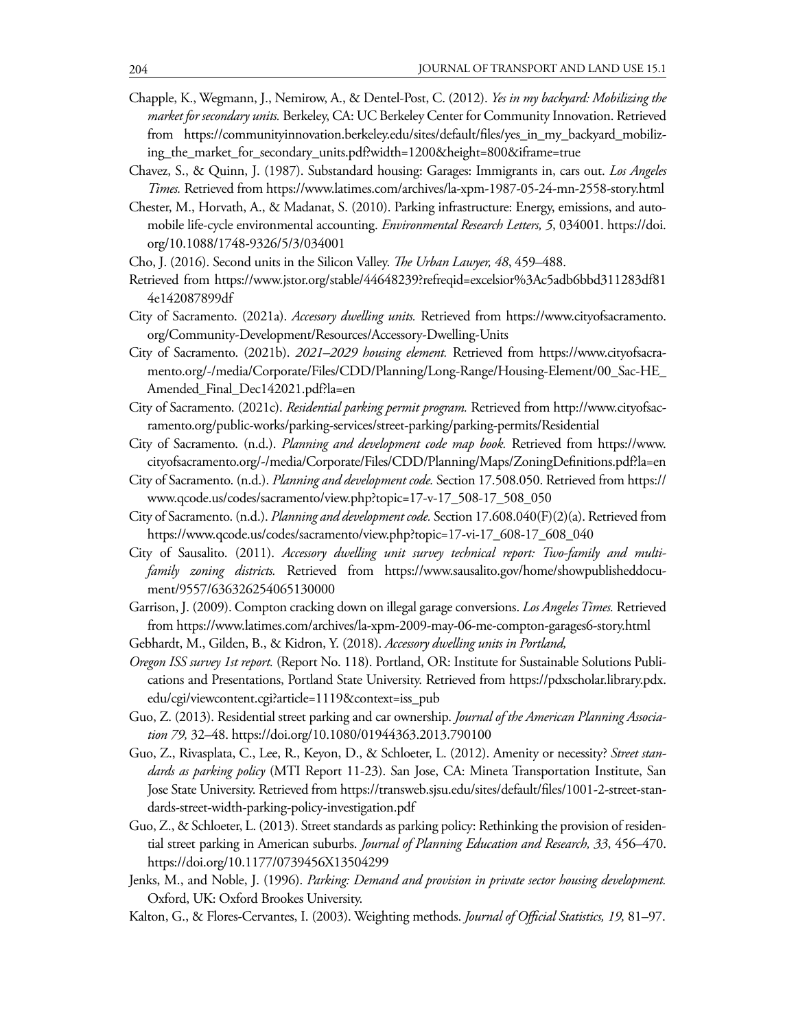Chapple, K., Wegmann, J., Nemirow, A., & Dentel-Post, C. (2012). *Yes in my backyard: Mobilizing the market for secondary units.* Berkeley, CA: UC Berkeley Center for Community Innovation. Retrieved from https://communityinnovation.berkeley.edu/sites/default/files/yes_in_my_backyard_mobilizing_the_market_for_secondary_units.pdf?width=1200&height=800&iframe=true

Chavez, S., & Quinn, J. (1987). Substandard housing: Garages: Immigrants in, cars out. *Los Angeles Times.* Retrieved from https://www.latimes.com/archives/la-xpm-1987-05-24-mn-2558-story.html

Chester, M., Horvath, A., & Madanat, S. (2010). Parking infrastructure: Energy, emissions, and automobile life-cycle environmental accounting. *Environmental Research Letters, 5*, 034001. https://doi.org/10.1088/1748-9326/5/3/034001

Cho, J. (2016). Second units in the Silicon Valley. *The Urban Lawyer, 48*, 459–488.

Retrieved from https://www.jstor.org/stable/44648239?refreqid=excelsior%3Ac5adb6bbd311283df814e142087899df

City of Sacramento. (2021a). *Accessory dwelling units.* Retrieved from https://www.cityofsacramento.org/Community-Development/Resources/Accessory-Dwelling-Units

City of Sacramento. (2021b). *2021–2029 housing element.* Retrieved from https://www.cityofsacramento.org/-/media/Corporate/Files/CDD/Planning/Long-Range/Housing-Element/00_Sac-HE_Amended_Final_Dec142021.pdf?la=en

City of Sacramento. (2021c). *Residential parking permit program.* Retrieved from http://www.cityofsacramento.org/public-works/parking-services/street-parking/parking-permits/Residential

City of Sacramento. (n.d.). *Planning and development code map book.* Retrieved from https://www.cityofsacramento.org/-/media/Corporate/Files/CDD/Planning/Maps/ZoningDefinitions.pdf?la=en

City of Sacramento. (n.d.). *Planning and development code.* Section 17.508.050. Retrieved from https://www.qcode.us/codes/sacramento/view.php?topic=17-v-17_508-17_508_050

City of Sacramento. (n.d.). *Planning and development code.* Section 17.608.040(F)(2)(a). Retrieved from https://www.qcode.us/codes/sacramento/view.php?topic=17-vi-17_608-17_608_040

City of Sausalito. (2011). *Accessory dwelling unit survey technical report: Two-family and multi-family zoning districts.* Retrieved from https://www.sausalito.gov/home/showpublisheddocument/9557/636326254065130000

Garrison, J. (2009). Compton cracking down on illegal garage conversions. *Los Angeles Times.* Retrieved from https://www.latimes.com/archives/la-xpm-2009-may-06-me-compton-garages6-story.html

Gebhardt, M., Gilden, B., & Kidron, Y. (2018). *Accessory dwelling units in Portland,*

*Oregon ISS survey 1st report.* (Report No. 118). Portland, OR: Institute for Sustainable Solutions Publications and Presentations, Portland State University. Retrieved from https://pdxscholar.library.pdx.edu/cgi/viewcontent.cgi?article=1119&context=iss_pub

Guo, Z. (2013). Residential street parking and car ownership. *Journal of the American Planning Association 79,* 32–48. https://doi.org/10.1080/01944363.2013.790100

Guo, Z., Rivasplata, C., Lee, R., Keyon, D., & Schloeter, L. (2012). Amenity or necessity? *Street standards as parking policy* (MTI Report 11-23). San Jose, CA: Mineta Transportation Institute, San Jose State University. Retrieved from https://transweb.sjsu.edu/sites/default/files/1001-2-street-standards-street-width-parking-policy-investigation.pdf

Guo, Z., & Schloeter, L. (2013). Street standards as parking policy: Rethinking the provision of residential street parking in American suburbs. *Journal of Planning Education and Research, 33*, 456–470. https://doi.org/10.1177/0739456X13504299

Jenks, M., and Noble, J. (1996). *Parking: Demand and provision in private sector housing development.* Oxford, UK: Oxford Brookes University.

Kalton, G., & Flores-Cervantes, I. (2003). Weighting methods. *Journal of Official Statistics, 19,* 81–97.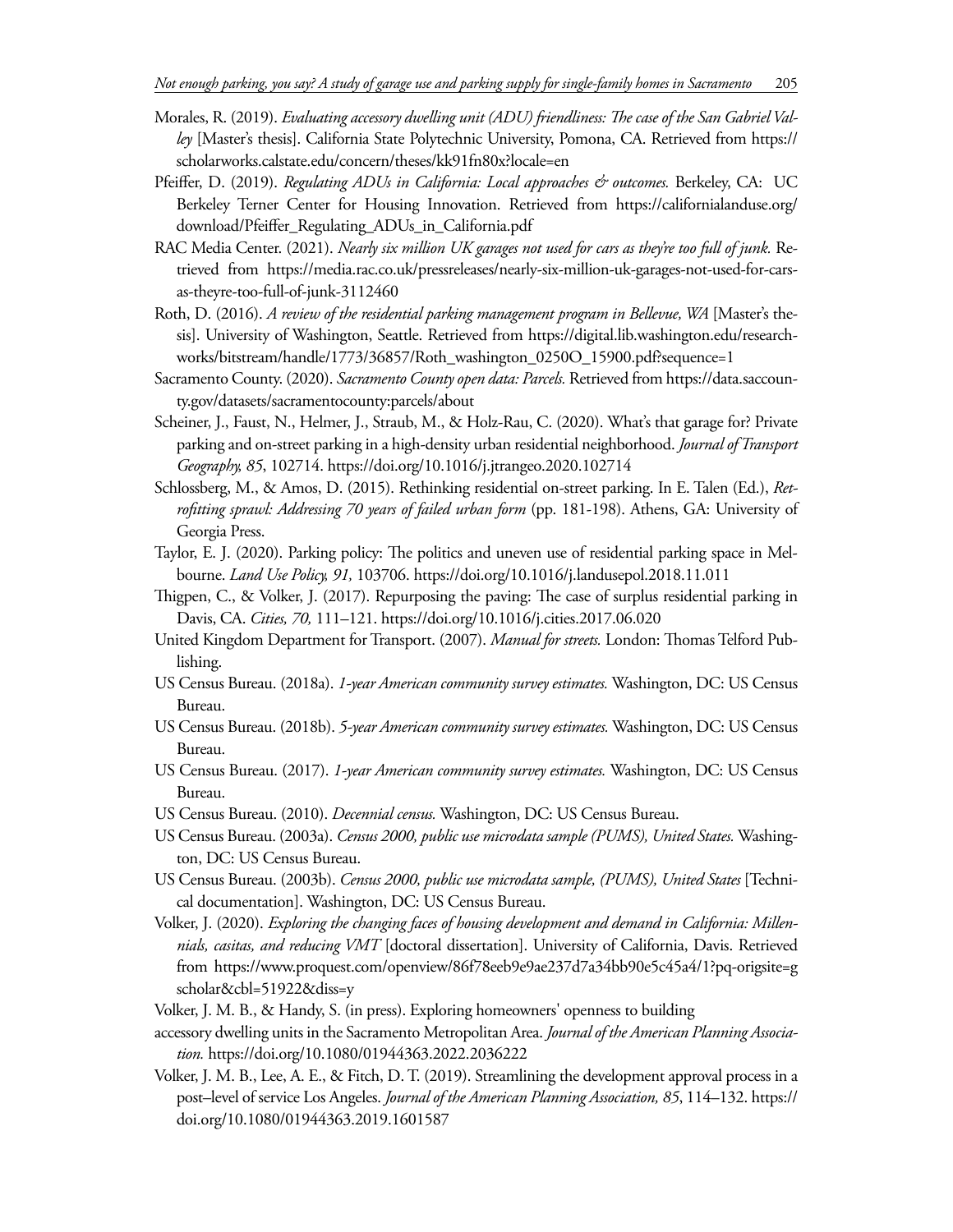Morales, R. (2019). *Evaluating accessory dwelling unit (ADU) friendliness: The case of the San Gabriel Valley* [Master's thesis]. California State Polytechnic University, Pomona, CA. Retrieved from https://scholarworks.calstate.edu/concern/theses/kk91fn80x?locale=en

Pfeiffer, D. (2019). *Regulating ADUs in California: Local approaches & outcomes.* Berkeley, CA: UC Berkeley Terner Center for Housing Innovation. Retrieved from https://californialanduse.org/download/Pfeiffer_Regulating_ADUs_in_California.pdf

RAC Media Center. (2021). *Nearly six million UK garages not used for cars as they're too full of junk.* Retrieved from https://media.rac.co.uk/pressreleases/nearly-six-million-uk-garages-not-used-for-cars-as-theyre-too-full-of-junk-3112460

Roth, D. (2016). *A review of the residential parking management program in Bellevue, WA* [Master's thesis]. University of Washington, Seattle. Retrieved from https://digital.lib.washington.edu/researchworks/bitstream/handle/1773/36857/Roth_washington_0250O_15900.pdf?sequence=1

Sacramento County. (2020). *Sacramento County open data: Parcels.* Retrieved from https://data.saccounty.gov/datasets/sacramentocounty:parcels/about

Scheiner, J., Faust, N., Helmer, J., Straub, M., & Holz-Rau, C. (2020). What's that garage for? Private parking and on-street parking in a high-density urban residential neighborhood. *Journal of Transport Geography, 85*, 102714. https://doi.org/10.1016/j.jtrangeo.2020.102714

Schlossberg, M., & Amos, D. (2015). Rethinking residential on-street parking. In E. Talen (Ed.), *Retrofitting sprawl: Addressing 70 years of failed urban form* (pp. 181-198). Athens, GA: University of Georgia Press.

Taylor, E. J. (2020). Parking policy: The politics and uneven use of residential parking space in Melbourne. *Land Use Policy, 91,* 103706. https://doi.org/10.1016/j.landusepol.2018.11.011

Thigpen, C., & Volker, J. (2017). Repurposing the paving: The case of surplus residential parking in Davis, CA. *Cities, 70,* 111–121. https://doi.org/10.1016/j.cities.2017.06.020

United Kingdom Department for Transport. (2007). *Manual for streets.* London: Thomas Telford Publishing.

US Census Bureau. (2018a). *1-year American community survey estimates.* Washington, DC: US Census Bureau.

US Census Bureau. (2018b). *5-year American community survey estimates.* Washington, DC: US Census Bureau.

US Census Bureau. (2017). *1-year American community survey estimates.* Washington, DC: US Census Bureau.

US Census Bureau. (2010). *Decennial census.* Washington, DC: US Census Bureau.

US Census Bureau. (2003a). *Census 2000, public use microdata sample (PUMS), United States.* Washington, DC: US Census Bureau.

US Census Bureau. (2003b). *Census 2000, public use microdata sample, (PUMS), United States* [Technical documentation]. Washington, DC: US Census Bureau.

Volker, J. (2020). *Exploring the changing faces of housing development and demand in California: Millennials, casitas, and reducing VMT* [doctoral dissertation]. University of California, Davis. Retrieved from https://www.proquest.com/openview/86f78eeb9e9ae237d7a34bb90e5c45a4/1?pq-origsite=gscholar&cbl=51922&diss=y

Volker, J. M. B., & Handy, S. (in press). Exploring homeowners' openness to building accessory dwelling units in the Sacramento Metropolitan Area. *Journal of the American Planning Association.* https://doi.org/10.1080/01944363.2022.2036222

Volker, J. M. B., Lee, A. E., & Fitch, D. T. (2019). Streamlining the development approval process in a post–level of service Los Angeles. *Journal of the American Planning Association, 85*, 114–132. https://doi.org/10.1080/01944363.2019.1601587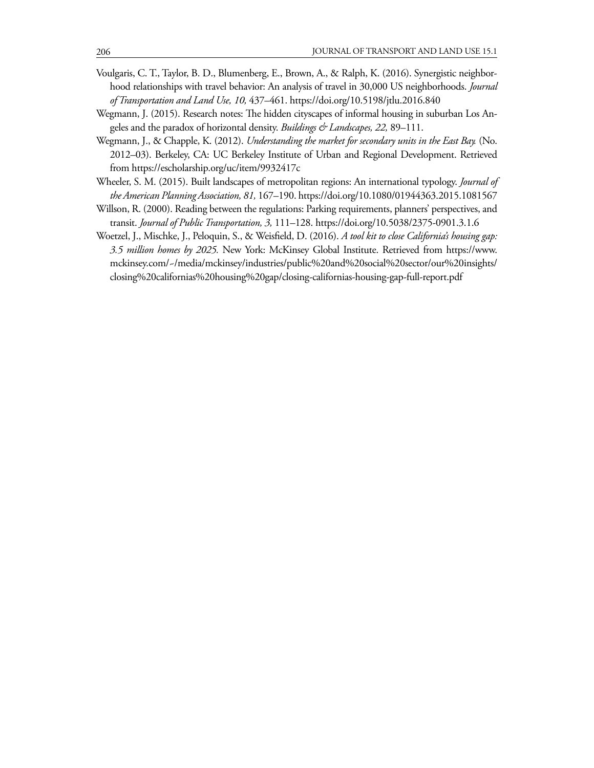Voulgaris, C. T., Taylor, B. D., Blumenberg, E., Brown, A., & Ralph, K. (2016). Synergistic neighborhood relationships with travel behavior: An analysis of travel in 30,000 US neighborhoods. *Journal of Transportation and Land Use, 10,* 437–461. https://doi.org/10.5198/jtlu.2016.840

Wegmann, J. (2015). Research notes: The hidden cityscapes of informal housing in suburban Los Angeles and the paradox of horizontal density. *Buildings & Landscapes, 22,* 89–111.

Wegmann, J., & Chapple, K. (2012). *Understanding the market for secondary units in the East Bay.* (No. 2012–03). Berkeley, CA: UC Berkeley Institute of Urban and Regional Development. Retrieved from https://escholarship.org/uc/item/9932417c

Wheeler, S. M. (2015). Built landscapes of metropolitan regions: An international typology. *Journal of the American Planning Association, 81,* 167–190. https://doi.org/10.1080/01944363.2015.1081567

Willson, R. (2000). Reading between the regulations: Parking requirements, planners' perspectives, and transit. *Journal of Public Transportation, 3,* 111–128. https://doi.org/10.5038/2375-0901.3.1.6

Woetzel, J., Mischke, J., Peloquin, S., & Weisfield, D. (2016). *A tool kit to close California's housing gap: 3.5 million homes by 2025.* New York: McKinsey Global Institute. Retrieved from https://www.mckinsey.com/~/media/mckinsey/industries/public%20and%20social%20sector/our%20insights/closing%20californias%20housing%20gap/closing-californias-housing-gap-full-report.pdf